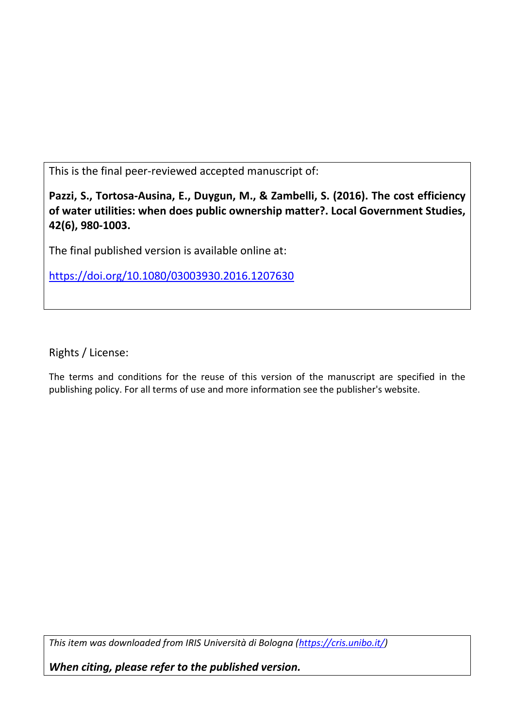This is the final peer-reviewed accepted manuscript of:

**Pazzi, S., Tortosa-Ausina, E., Duygun, M., & Zambelli, S. (2016). The cost efficiency of water utilities: when does public ownership matter?. Local Government Studies, 42(6), 980-1003.**

The final published version is available online at:

https://doi.org/10.1080/03003930.2016.1207630

Rights / License:

The terms and conditions for the reuse of this version of the manuscript are specified in the publishing policy. For all terms of use and more information see the publisher's website.

*This item was downloaded from IRIS Università di Bologna (https://cris.unibo.it/)*

***When citing, please refer to the published version.***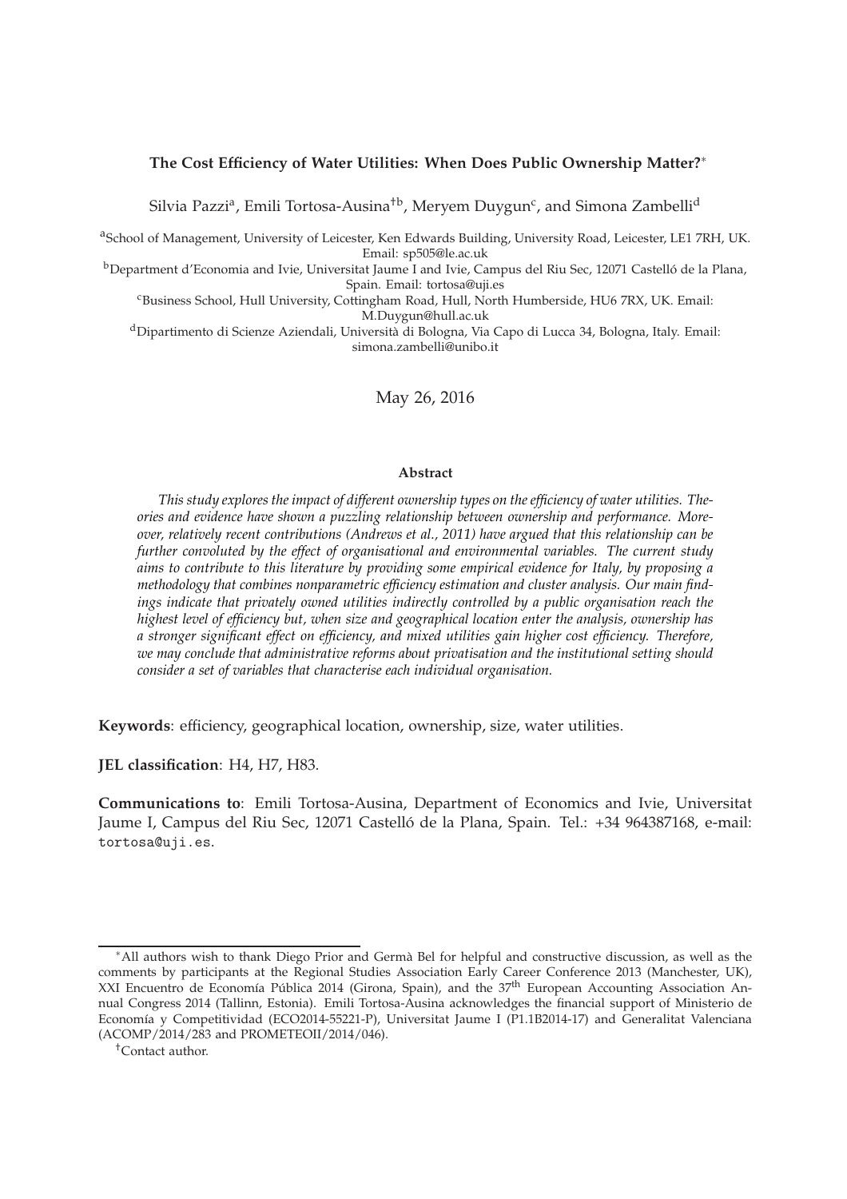**The Cost Efficiency of Water Utilities: When Does Public Ownership Matter?***

Silvia Pazzi[a], Emili Tortosa-Ausina[†b], Meryem Duygun[c], and Simona Zambelli[d]

[a]School of Management, University of Leicester, Ken Edwards Building, University Road, Leicester, LE1 7RH, UK. Email: sp505@le.ac.uk

[b]Department d'Economia and Ivie, Universitat Jaume I and Ivie, Campus del Riu Sec, 12071 Castelló de la Plana, Spain. Email: tortosa@uji.es

[c]Business School, Hull University, Cottingham Road, Hull, North Humberside, HU6 7RX, UK. Email: M.Duygun@hull.ac.uk

[d]Dipartimento di Scienze Aziendali, Università di Bologna, Via Capo di Lucca 34, Bologna, Italy. Email: simona.zambelli@unibo.it

May 26, 2016

**Abstract**

*This study explores the impact of different ownership types on the efficiency of water utilities. Theories and evidence have shown a puzzling relationship between ownership and performance. Moreover, relatively recent contributions (Andrews et al., 2011) have argued that this relationship can be further convoluted by the effect of organisational and environmental variables. The current study aims to contribute to this literature by providing some empirical evidence for Italy, by proposing a methodology that combines nonparametric efficiency estimation and cluster analysis. Our main findings indicate that privately owned utilities indirectly controlled by a public organisation reach the highest level of efficiency but, when size and geographical location enter the analysis, ownership has a stronger significant effect on efficiency, and mixed utilities gain higher cost efficiency. Therefore, we may conclude that administrative reforms about privatisation and the institutional setting should consider a set of variables that characterise each individual organisation.*

**Keywords**: efficiency, geographical location, ownership, size, water utilities.

**JEL classification**: H4, H7, H83.

**Communications to**: Emili Tortosa-Ausina, Department of Economics and Ivie, Universitat Jaume I, Campus del Riu Sec, 12071 Castelló de la Plana, Spain. Tel.: +34 964387168, e-mail: tortosa@uji.es.

---

*All authors wish to thank Diego Prior and Germà Bel for helpful and constructive discussion, as well as the comments by participants at the Regional Studies Association Early Career Conference 2013 (Manchester, UK), XXI Encuentro de Economía Pública 2014 (Girona, Spain), and the 37[th] European Accounting Association Annual Congress 2014 (Tallinn, Estonia). Emili Tortosa-Ausina acknowledges the financial support of Ministerio de Economía y Competitividad (ECO2014-55221-P), Universitat Jaume I (P1.1B2014-17) and Generalitat Valenciana (ACOMP/2014/283 and PROMETEOII/2014/046).

†Contact author.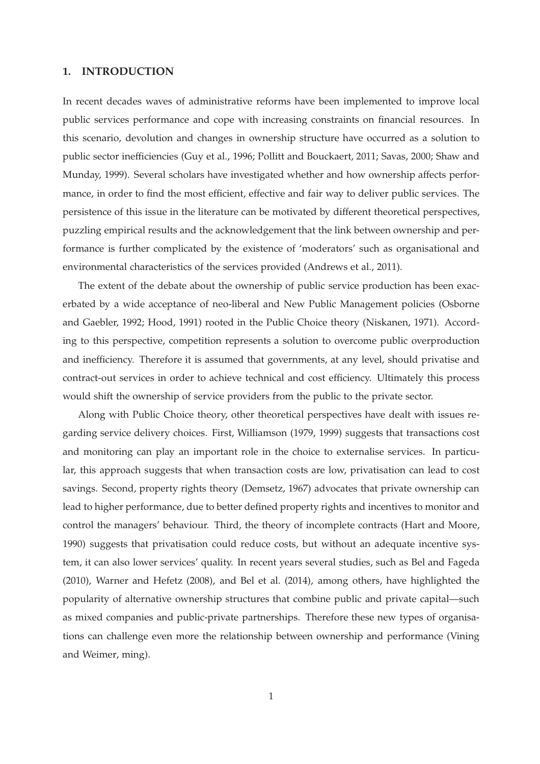## 1. INTRODUCTION

In recent decades waves of administrative reforms have been implemented to improve local public services performance and cope with increasing constraints on financial resources. In this scenario, devolution and changes in ownership structure have occurred as a solution to public sector inefficiencies (Guy et al., 1996; Pollitt and Bouckaert, 2011; Savas, 2000; Shaw and Munday, 1999). Several scholars have investigated whether and how ownership affects performance, in order to find the most efficient, effective and fair way to deliver public services. The persistence of this issue in the literature can be motivated by different theoretical perspectives, puzzling empirical results and the acknowledgement that the link between ownership and performance is further complicated by the existence of 'moderators' such as organisational and environmental characteristics of the services provided (Andrews et al., 2011).

The extent of the debate about the ownership of public service production has been exacerbated by a wide acceptance of neo-liberal and New Public Management policies (Osborne and Gaebler, 1992; Hood, 1991) rooted in the Public Choice theory (Niskanen, 1971). According to this perspective, competition represents a solution to overcome public overproduction and inefficiency. Therefore it is assumed that governments, at any level, should privatise and contract-out services in order to achieve technical and cost efficiency. Ultimately this process would shift the ownership of service providers from the public to the private sector.

Along with Public Choice theory, other theoretical perspectives have dealt with issues regarding service delivery choices. First, Williamson (1979, 1999) suggests that transactions cost and monitoring can play an important role in the choice to externalise services. In particular, this approach suggests that when transaction costs are low, privatisation can lead to cost savings. Second, property rights theory (Demsetz, 1967) advocates that private ownership can lead to higher performance, due to better defined property rights and incentives to monitor and control the managers' behaviour. Third, the theory of incomplete contracts (Hart and Moore, 1990) suggests that privatisation could reduce costs, but without an adequate incentive system, it can also lower services' quality. In recent years several studies, such as Bel and Fageda (2010), Warner and Hefetz (2008), and Bel et al. (2014), among others, have highlighted the popularity of alternative ownership structures that combine public and private capital—such as mixed companies and public-private partnerships. Therefore these new types of organisations can challenge even more the relationship between ownership and performance (Vining and Weimer, ming).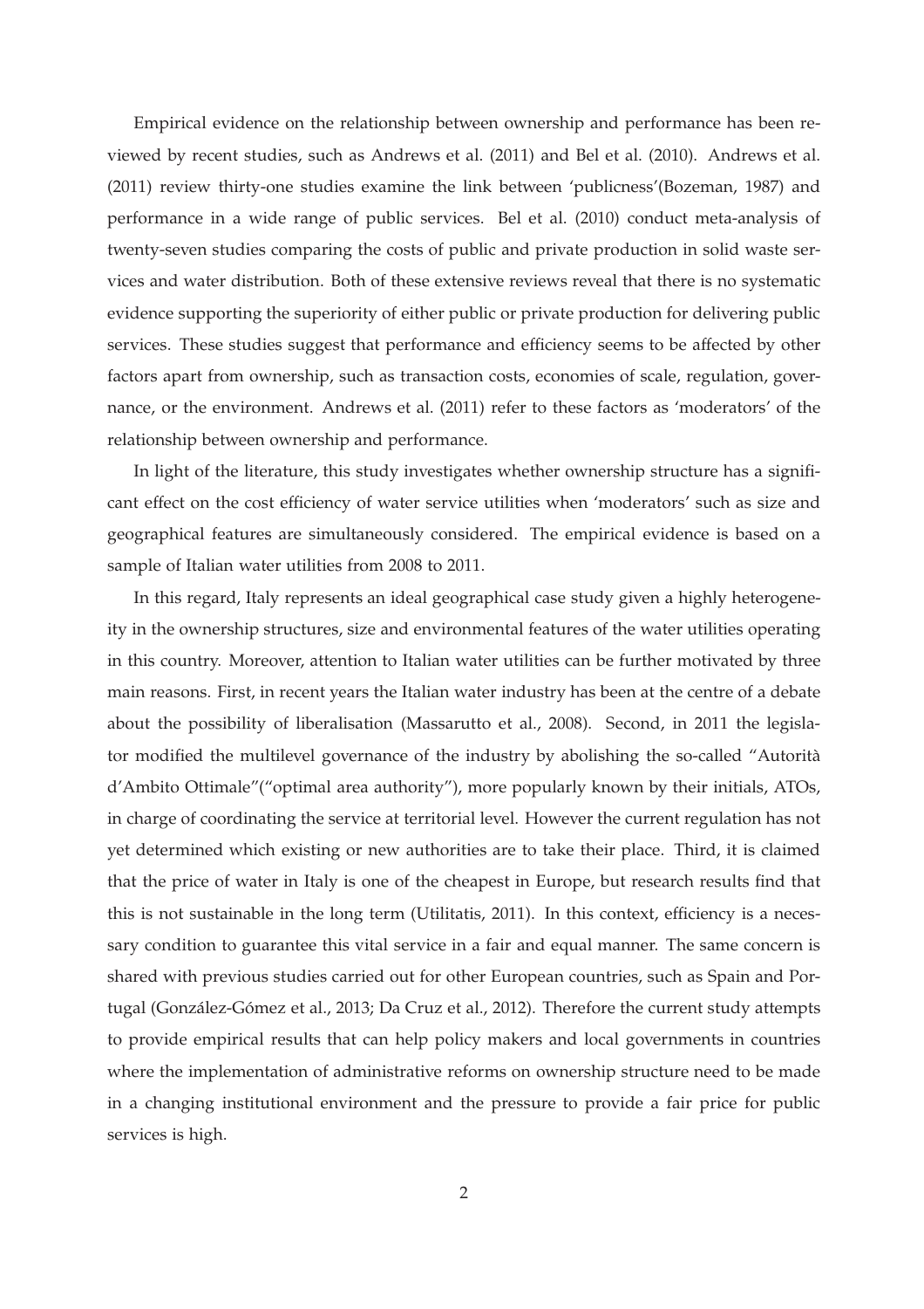Empirical evidence on the relationship between ownership and performance has been reviewed by recent studies, such as Andrews et al. (2011) and Bel et al. (2010). Andrews et al. (2011) review thirty-one studies examine the link between 'publicness'(Bozeman, 1987) and performance in a wide range of public services. Bel et al. (2010) conduct meta-analysis of twenty-seven studies comparing the costs of public and private production in solid waste services and water distribution. Both of these extensive reviews reveal that there is no systematic evidence supporting the superiority of either public or private production for delivering public services. These studies suggest that performance and efficiency seems to be affected by other factors apart from ownership, such as transaction costs, economies of scale, regulation, governance, or the environment. Andrews et al. (2011) refer to these factors as 'moderators' of the relationship between ownership and performance.

In light of the literature, this study investigates whether ownership structure has a significant effect on the cost efficiency of water service utilities when 'moderators' such as size and geographical features are simultaneously considered. The empirical evidence is based on a sample of Italian water utilities from 2008 to 2011.

In this regard, Italy represents an ideal geographical case study given a highly heterogeneity in the ownership structures, size and environmental features of the water utilities operating in this country. Moreover, attention to Italian water utilities can be further motivated by three main reasons. First, in recent years the Italian water industry has been at the centre of a debate about the possibility of liberalisation (Massarutto et al., 2008). Second, in 2011 the legislator modified the multilevel governance of the industry by abolishing the so-called "Autorità d'Ambito Ottimale"("optimal area authority"), more popularly known by their initials, ATOs, in charge of coordinating the service at territorial level. However the current regulation has not yet determined which existing or new authorities are to take their place. Third, it is claimed that the price of water in Italy is one of the cheapest in Europe, but research results find that this is not sustainable in the long term (Utilitatis, 2011). In this context, efficiency is a necessary condition to guarantee this vital service in a fair and equal manner. The same concern is shared with previous studies carried out for other European countries, such as Spain and Portugal (González-Gómez et al., 2013; Da Cruz et al., 2012). Therefore the current study attempts to provide empirical results that can help policy makers and local governments in countries where the implementation of administrative reforms on ownership structure need to be made in a changing institutional environment and the pressure to provide a fair price for public services is high.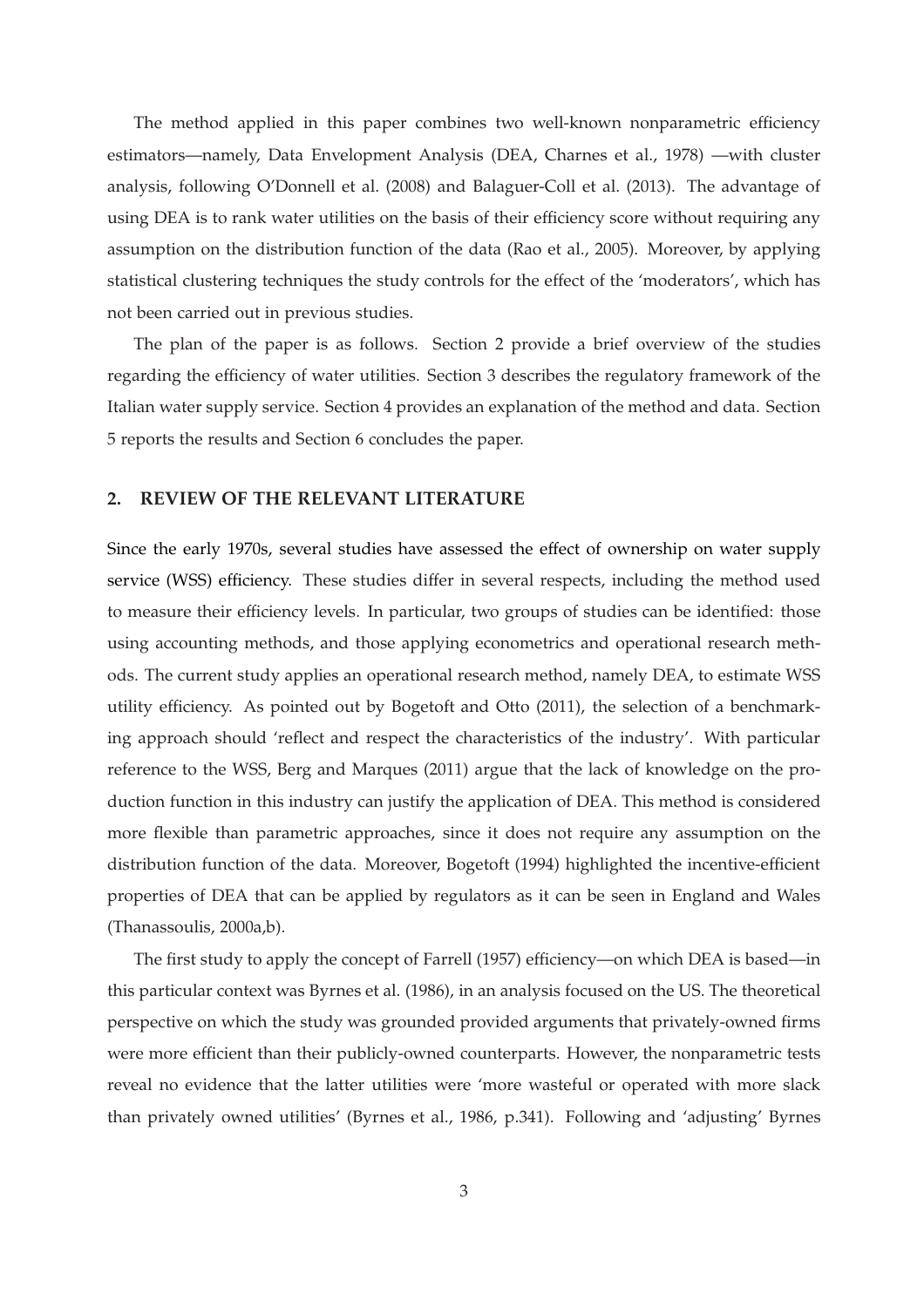The method applied in this paper combines two well-known nonparametric efficiency estimators—namely, Data Envelopment Analysis (DEA, Charnes et al., 1978) —with cluster analysis, following O'Donnell et al. (2008) and Balaguer-Coll et al. (2013). The advantage of using DEA is to rank water utilities on the basis of their efficiency score without requiring any assumption on the distribution function of the data (Rao et al., 2005). Moreover, by applying statistical clustering techniques the study controls for the effect of the 'moderators', which has not been carried out in previous studies.

The plan of the paper is as follows. Section 2 provide a brief overview of the studies regarding the efficiency of water utilities. Section 3 describes the regulatory framework of the Italian water supply service. Section 4 provides an explanation of the method and data. Section 5 reports the results and Section 6 concludes the paper.

## 2. REVIEW OF THE RELEVANT LITERATURE

Since the early 1970s, several studies have assessed the effect of ownership on water supply service (WSS) efficiency. These studies differ in several respects, including the method used to measure their efficiency levels. In particular, two groups of studies can be identified: those using accounting methods, and those applying econometrics and operational research methods. The current study applies an operational research method, namely DEA, to estimate WSS utility efficiency. As pointed out by Bogetoft and Otto (2011), the selection of a benchmarking approach should 'reflect and respect the characteristics of the industry'. With particular reference to the WSS, Berg and Marques (2011) argue that the lack of knowledge on the production function in this industry can justify the application of DEA. This method is considered more flexible than parametric approaches, since it does not require any assumption on the distribution function of the data. Moreover, Bogetoft (1994) highlighted the incentive-efficient properties of DEA that can be applied by regulators as it can be seen in England and Wales (Thanassoulis, 2000a,b).

The first study to apply the concept of Farrell (1957) efficiency—on which DEA is based—in this particular context was Byrnes et al. (1986), in an analysis focused on the US. The theoretical perspective on which the study was grounded provided arguments that privately-owned firms were more efficient than their publicly-owned counterparts. However, the nonparametric tests reveal no evidence that the latter utilities were 'more wasteful or operated with more slack than privately owned utilities' (Byrnes et al., 1986, p.341). Following and 'adjusting' Byrnes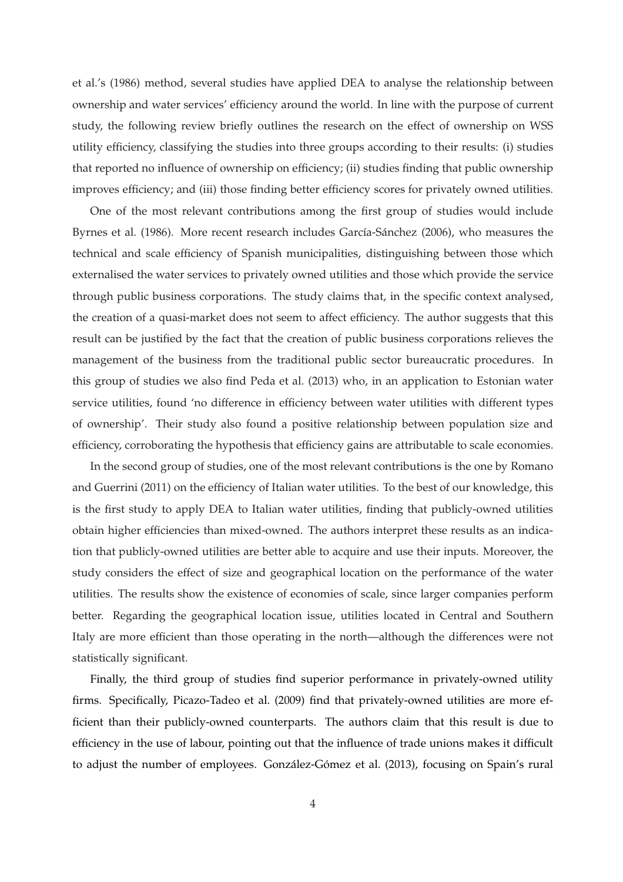et al.'s (1986) method, several studies have applied DEA to analyse the relationship between ownership and water services' efficiency around the world. In line with the purpose of current study, the following review briefly outlines the research on the effect of ownership on WSS utility efficiency, classifying the studies into three groups according to their results: (i) studies that reported no influence of ownership on efficiency; (ii) studies finding that public ownership improves efficiency; and (iii) those finding better efficiency scores for privately owned utilities.

One of the most relevant contributions among the first group of studies would include Byrnes et al. (1986). More recent research includes García-Sánchez (2006), who measures the technical and scale efficiency of Spanish municipalities, distinguishing between those which externalised the water services to privately owned utilities and those which provide the service through public business corporations. The study claims that, in the specific context analysed, the creation of a quasi-market does not seem to affect efficiency. The author suggests that this result can be justified by the fact that the creation of public business corporations relieves the management of the business from the traditional public sector bureaucratic procedures. In this group of studies we also find Peda et al. (2013) who, in an application to Estonian water service utilities, found 'no difference in efficiency between water utilities with different types of ownership'. Their study also found a positive relationship between population size and efficiency, corroborating the hypothesis that efficiency gains are attributable to scale economies.

In the second group of studies, one of the most relevant contributions is the one by Romano and Guerrini (2011) on the efficiency of Italian water utilities. To the best of our knowledge, this is the first study to apply DEA to Italian water utilities, finding that publicly-owned utilities obtain higher efficiencies than mixed-owned. The authors interpret these results as an indication that publicly-owned utilities are better able to acquire and use their inputs. Moreover, the study considers the effect of size and geographical location on the performance of the water utilities. The results show the existence of economies of scale, since larger companies perform better. Regarding the geographical location issue, utilities located in Central and Southern Italy are more efficient than those operating in the north—although the differences were not statistically significant.

Finally, the third group of studies find superior performance in privately-owned utility firms. Specifically, Picazo-Tadeo et al. (2009) find that privately-owned utilities are more efficient than their publicly-owned counterparts. The authors claim that this result is due to efficiency in the use of labour, pointing out that the influence of trade unions makes it difficult to adjust the number of employees. González-Gómez et al. (2013), focusing on Spain's rural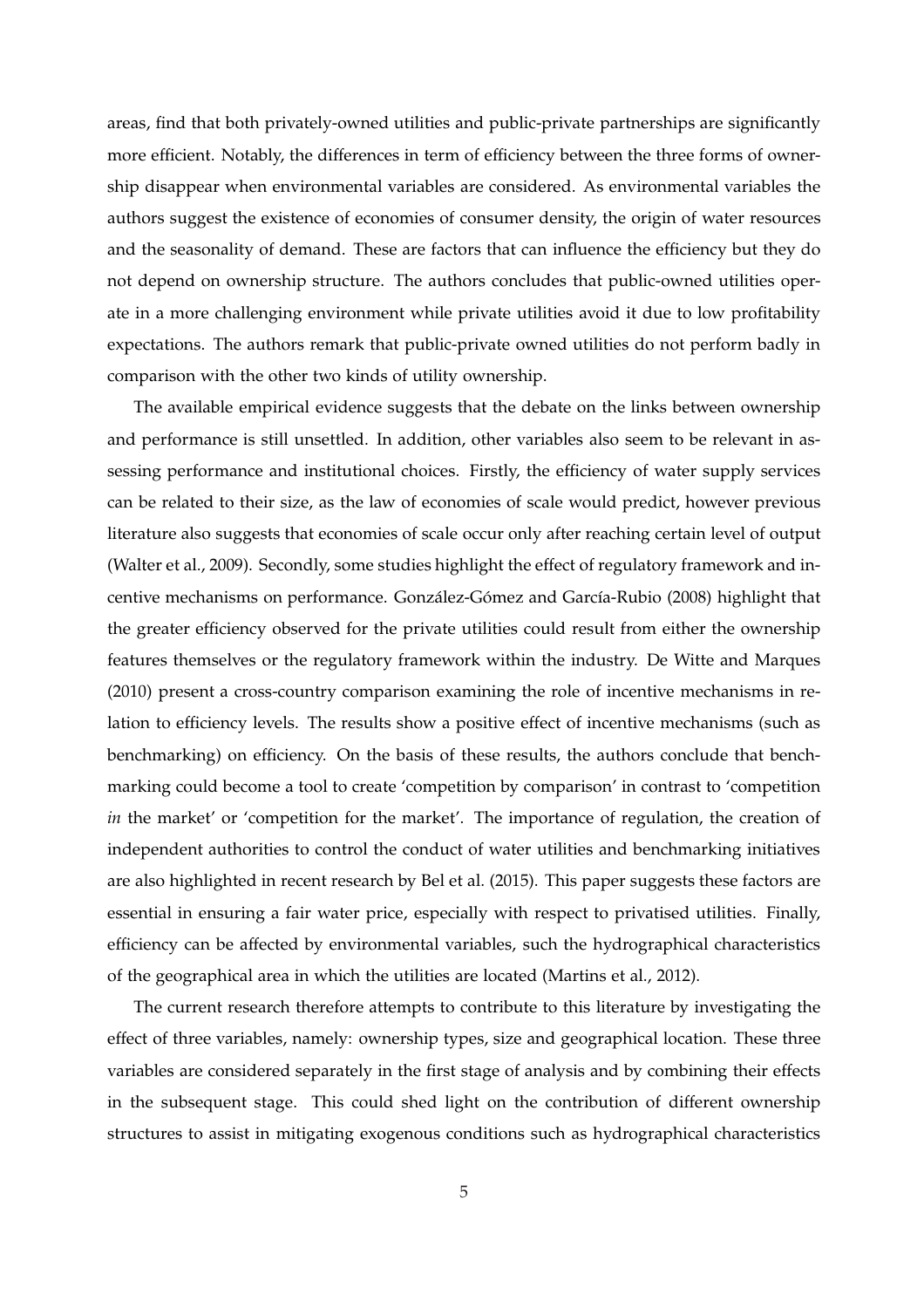areas, find that both privately-owned utilities and public-private partnerships are significantly more efficient. Notably, the differences in term of efficiency between the three forms of ownership disappear when environmental variables are considered. As environmental variables the authors suggest the existence of economies of consumer density, the origin of water resources and the seasonality of demand. These are factors that can influence the efficiency but they do not depend on ownership structure. The authors concludes that public-owned utilities operate in a more challenging environment while private utilities avoid it due to low profitability expectations. The authors remark that public-private owned utilities do not perform badly in comparison with the other two kinds of utility ownership.

The available empirical evidence suggests that the debate on the links between ownership and performance is still unsettled. In addition, other variables also seem to be relevant in assessing performance and institutional choices. Firstly, the efficiency of water supply services can be related to their size, as the law of economies of scale would predict, however previous literature also suggests that economies of scale occur only after reaching certain level of output (Walter et al., 2009). Secondly, some studies highlight the effect of regulatory framework and incentive mechanisms on performance. González-Gómez and García-Rubio (2008) highlight that the greater efficiency observed for the private utilities could result from either the ownership features themselves or the regulatory framework within the industry. De Witte and Marques (2010) present a cross-country comparison examining the role of incentive mechanisms in relation to efficiency levels. The results show a positive effect of incentive mechanisms (such as benchmarking) on efficiency. On the basis of these results, the authors conclude that benchmarking could become a tool to create 'competition by comparison' in contrast to 'competition *in* the market' or 'competition for the market'. The importance of regulation, the creation of independent authorities to control the conduct of water utilities and benchmarking initiatives are also highlighted in recent research by Bel et al. (2015). This paper suggests these factors are essential in ensuring a fair water price, especially with respect to privatised utilities. Finally, efficiency can be affected by environmental variables, such the hydrographical characteristics of the geographical area in which the utilities are located (Martins et al., 2012).

The current research therefore attempts to contribute to this literature by investigating the effect of three variables, namely: ownership types, size and geographical location. These three variables are considered separately in the first stage of analysis and by combining their effects in the subsequent stage. This could shed light on the contribution of different ownership structures to assist in mitigating exogenous conditions such as hydrographical characteristics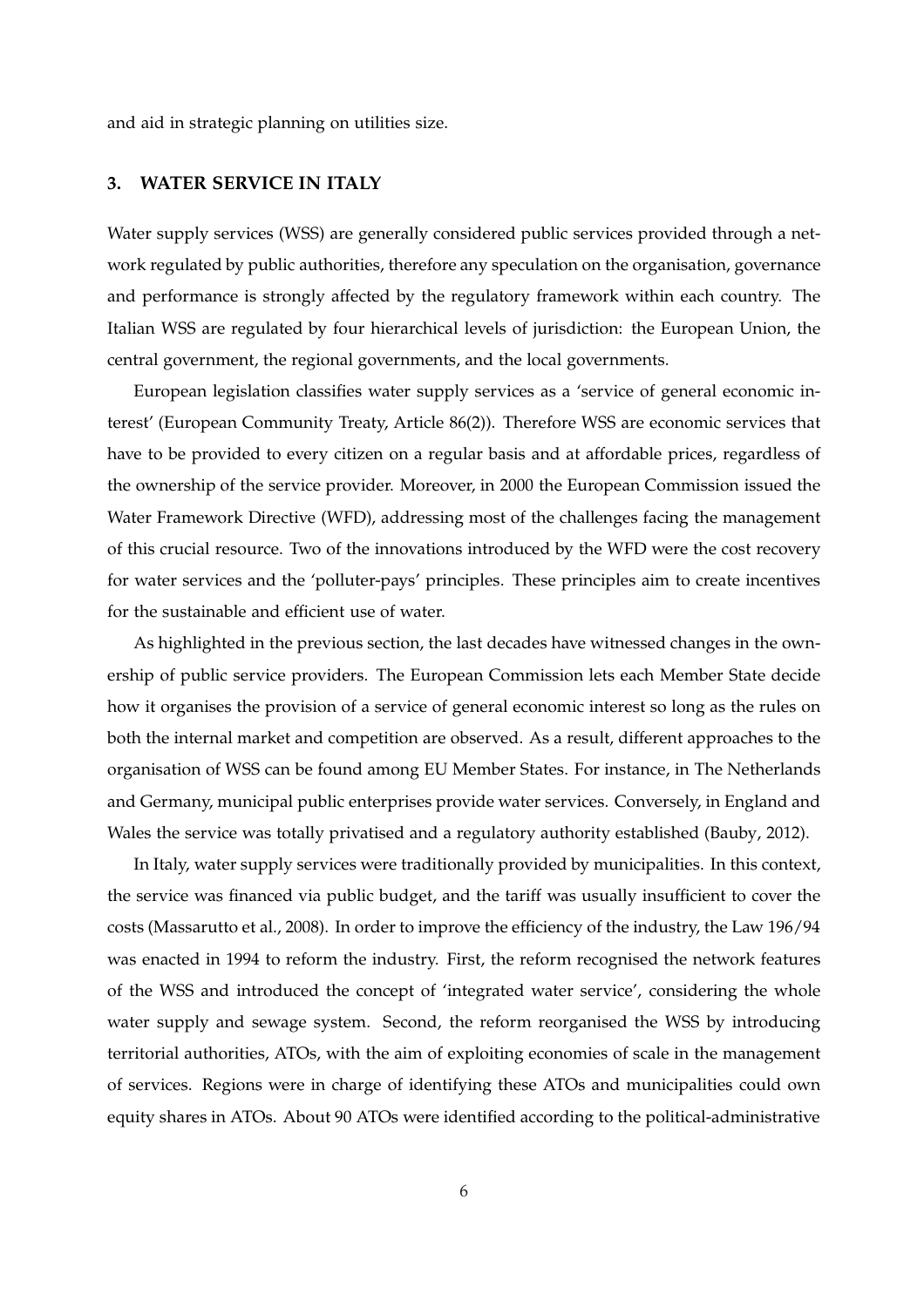and aid in strategic planning on utilities size.

## 3. WATER SERVICE IN ITALY

Water supply services (WSS) are generally considered public services provided through a network regulated by public authorities, therefore any speculation on the organisation, governance and performance is strongly affected by the regulatory framework within each country. The Italian WSS are regulated by four hierarchical levels of jurisdiction: the European Union, the central government, the regional governments, and the local governments.

European legislation classifies water supply services as a 'service of general economic interest' (European Community Treaty, Article 86(2)). Therefore WSS are economic services that have to be provided to every citizen on a regular basis and at affordable prices, regardless of the ownership of the service provider. Moreover, in 2000 the European Commission issued the Water Framework Directive (WFD), addressing most of the challenges facing the management of this crucial resource. Two of the innovations introduced by the WFD were the cost recovery for water services and the 'polluter-pays' principles. These principles aim to create incentives for the sustainable and efficient use of water.

As highlighted in the previous section, the last decades have witnessed changes in the ownership of public service providers. The European Commission lets each Member State decide how it organises the provision of a service of general economic interest so long as the rules on both the internal market and competition are observed. As a result, different approaches to the organisation of WSS can be found among EU Member States. For instance, in The Netherlands and Germany, municipal public enterprises provide water services. Conversely, in England and Wales the service was totally privatised and a regulatory authority established (Bauby, 2012).

In Italy, water supply services were traditionally provided by municipalities. In this context, the service was financed via public budget, and the tariff was usually insufficient to cover the costs (Massarutto et al., 2008). In order to improve the efficiency of the industry, the Law 196/94 was enacted in 1994 to reform the industry. First, the reform recognised the network features of the WSS and introduced the concept of 'integrated water service', considering the whole water supply and sewage system. Second, the reform reorganised the WSS by introducing territorial authorities, ATOs, with the aim of exploiting economies of scale in the management of services. Regions were in charge of identifying these ATOs and municipalities could own equity shares in ATOs. About 90 ATOs were identified according to the political-administrative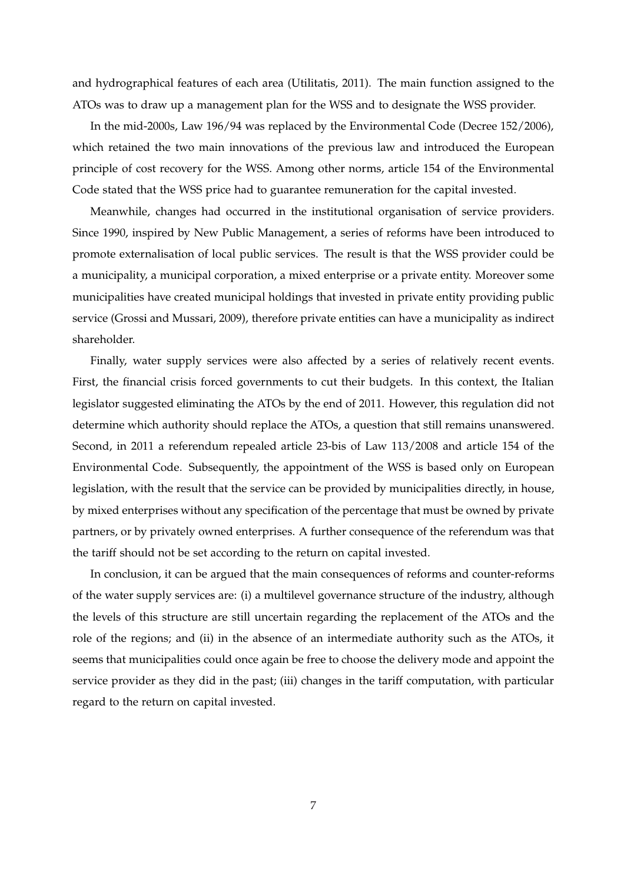and hydrographical features of each area (Utilitatis, 2011). The main function assigned to the ATOs was to draw up a management plan for the WSS and to designate the WSS provider.

In the mid-2000s, Law 196/94 was replaced by the Environmental Code (Decree 152/2006), which retained the two main innovations of the previous law and introduced the European principle of cost recovery for the WSS. Among other norms, article 154 of the Environmental Code stated that the WSS price had to guarantee remuneration for the capital invested.

Meanwhile, changes had occurred in the institutional organisation of service providers. Since 1990, inspired by New Public Management, a series of reforms have been introduced to promote externalisation of local public services. The result is that the WSS provider could be a municipality, a municipal corporation, a mixed enterprise or a private entity. Moreover some municipalities have created municipal holdings that invested in private entity providing public service (Grossi and Mussari, 2009), therefore private entities can have a municipality as indirect shareholder.

Finally, water supply services were also affected by a series of relatively recent events. First, the financial crisis forced governments to cut their budgets. In this context, the Italian legislator suggested eliminating the ATOs by the end of 2011. However, this regulation did not determine which authority should replace the ATOs, a question that still remains unanswered. Second, in 2011 a referendum repealed article 23-bis of Law 113/2008 and article 154 of the Environmental Code. Subsequently, the appointment of the WSS is based only on European legislation, with the result that the service can be provided by municipalities directly, in house, by mixed enterprises without any specification of the percentage that must be owned by private partners, or by privately owned enterprises. A further consequence of the referendum was that the tariff should not be set according to the return on capital invested.

In conclusion, it can be argued that the main consequences of reforms and counter-reforms of the water supply services are: (i) a multilevel governance structure of the industry, although the levels of this structure are still uncertain regarding the replacement of the ATOs and the role of the regions; and (ii) in the absence of an intermediate authority such as the ATOs, it seems that municipalities could once again be free to choose the delivery mode and appoint the service provider as they did in the past; (iii) changes in the tariff computation, with particular regard to the return on capital invested.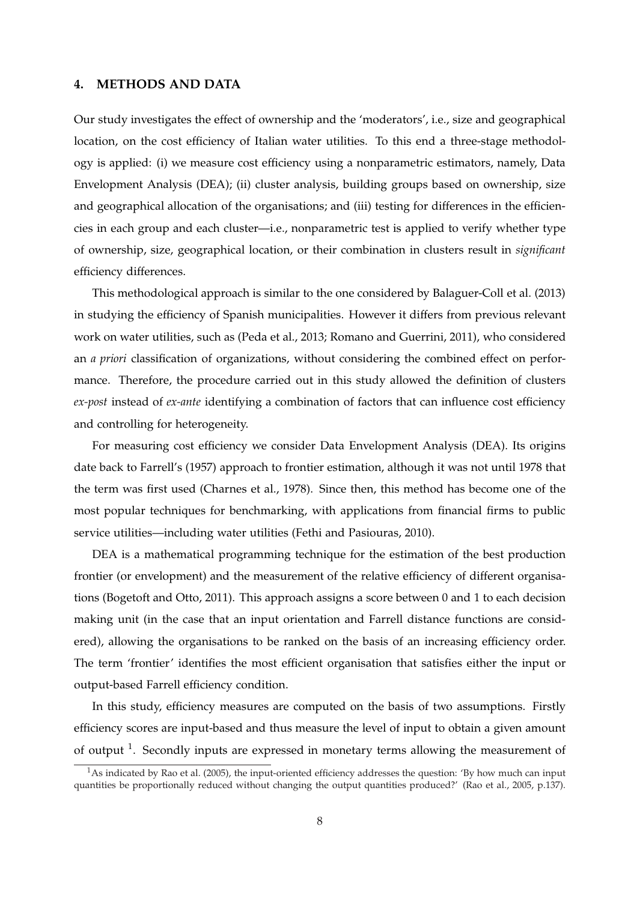## 4. METHODS AND DATA

Our study investigates the effect of ownership and the 'moderators', i.e., size and geographical location, on the cost efficiency of Italian water utilities. To this end a three-stage methodology is applied: (i) we measure cost efficiency using a nonparametric estimators, namely, Data Envelopment Analysis (DEA); (ii) cluster analysis, building groups based on ownership, size and geographical allocation of the organisations; and (iii) testing for differences in the efficiencies in each group and each cluster—i.e., nonparametric test is applied to verify whether type of ownership, size, geographical location, or their combination in clusters result in *significant* efficiency differences.

This methodological approach is similar to the one considered by Balaguer-Coll et al. (2013) in studying the efficiency of Spanish municipalities. However it differs from previous relevant work on water utilities, such as (Peda et al., 2013; Romano and Guerrini, 2011), who considered an *a priori* classification of organizations, without considering the combined effect on performance. Therefore, the procedure carried out in this study allowed the definition of clusters *ex-post* instead of *ex-ante* identifying a combination of factors that can influence cost efficiency and controlling for heterogeneity.

For measuring cost efficiency we consider Data Envelopment Analysis (DEA). Its origins date back to Farrell's (1957) approach to frontier estimation, although it was not until 1978 that the term was first used (Charnes et al., 1978). Since then, this method has become one of the most popular techniques for benchmarking, with applications from financial firms to public service utilities—including water utilities (Fethi and Pasiouras, 2010).

DEA is a mathematical programming technique for the estimation of the best production frontier (or envelopment) and the measurement of the relative efficiency of different organisations (Bogetoft and Otto, 2011). This approach assigns a score between 0 and 1 to each decision making unit (in the case that an input orientation and Farrell distance functions are considered), allowing the organisations to be ranked on the basis of an increasing efficiency order. The term 'frontier' identifies the most efficient organisation that satisfies either the input or output-based Farrell efficiency condition.

In this study, efficiency measures are computed on the basis of two assumptions. Firstly efficiency scores are input-based and thus measure the level of input to obtain a given amount of output [1]. Secondly inputs are expressed in monetary terms allowing the measurement of

[1] As indicated by Rao et al. (2005), the input-oriented efficiency addresses the question: 'By how much can input quantities be proportionally reduced without changing the output quantities produced?' (Rao et al., 2005, p.137).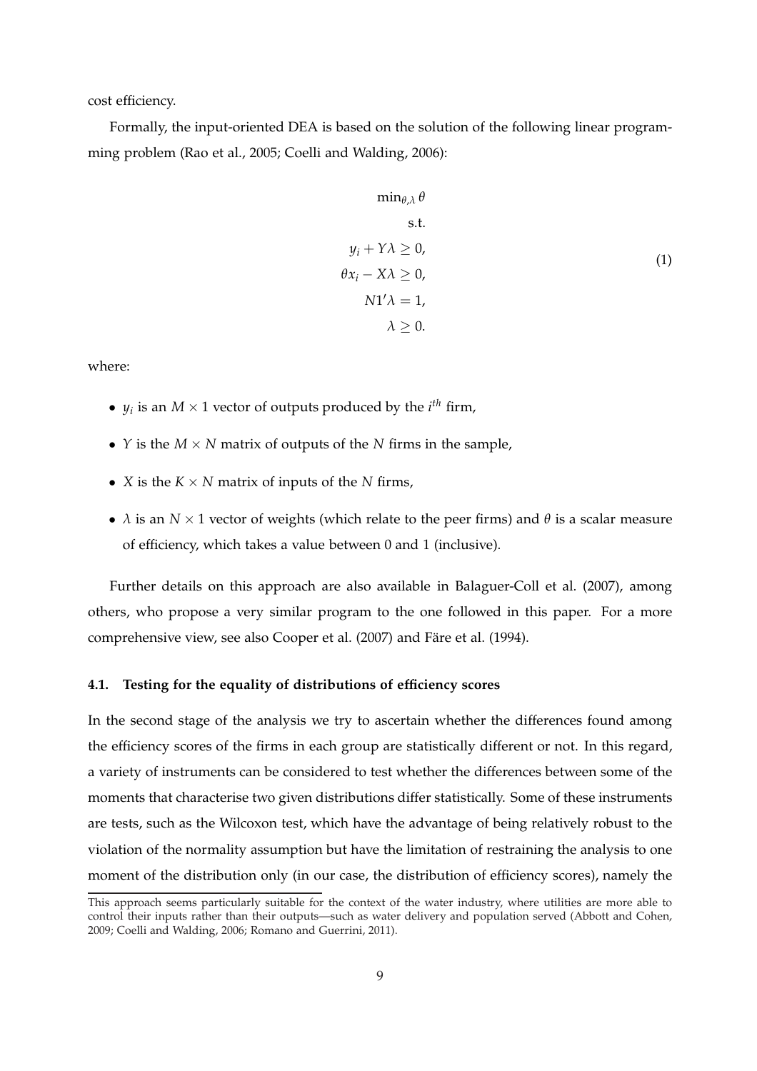cost efficiency.

Formally, the input-oriented DEA is based on the solution of the following linear programming problem (Rao et al., 2005; Coelli and Walding, 2006):

$$
\begin{aligned}
\min_{\theta,\lambda} \theta \\
\text{s.t.} \\
y_i + Y\lambda \geq 0, \\
\theta x_i - X\lambda \geq 0, \\
N1'\lambda = 1, \\
\lambda \geq 0.
\end{aligned}
\tag{1}
$$

where:

- $y_i$ is an $M \times 1$ vector of outputs produced by the $i^{th}$ firm,
- $Y$ is the $M \times N$ matrix of outputs of the $N$ firms in the sample,
- $X$ is the $K \times N$ matrix of inputs of the $N$ firms,
- $\lambda$ is an $N \times 1$ vector of weights (which relate to the peer firms) and $\theta$ is a scalar measure of efficiency, which takes a value between 0 and 1 (inclusive).

Further details on this approach are also available in Balaguer-Coll et al. (2007), among others, who propose a very similar program to the one followed in this paper. For a more comprehensive view, see also Cooper et al. (2007) and Färe et al. (1994).

### 4.1. Testing for the equality of distributions of efficiency scores

In the second stage of the analysis we try to ascertain whether the differences found among the efficiency scores of the firms in each group are statistically different or not. In this regard, a variety of instruments can be considered to test whether the differences between some of the moments that characterise two given distributions differ statistically. Some of these instruments are tests, such as the Wilcoxon test, which have the advantage of being relatively robust to the violation of the normality assumption but have the limitation of restraining the analysis to one moment of the distribution only (in our case, the distribution of efficiency scores), namely the

This approach seems particularly suitable for the context of the water industry, where utilities are more able to control their inputs rather than their outputs—such as water delivery and population served (Abbott and Cohen, 2009; Coelli and Walding, 2006; Romano and Guerrini, 2011).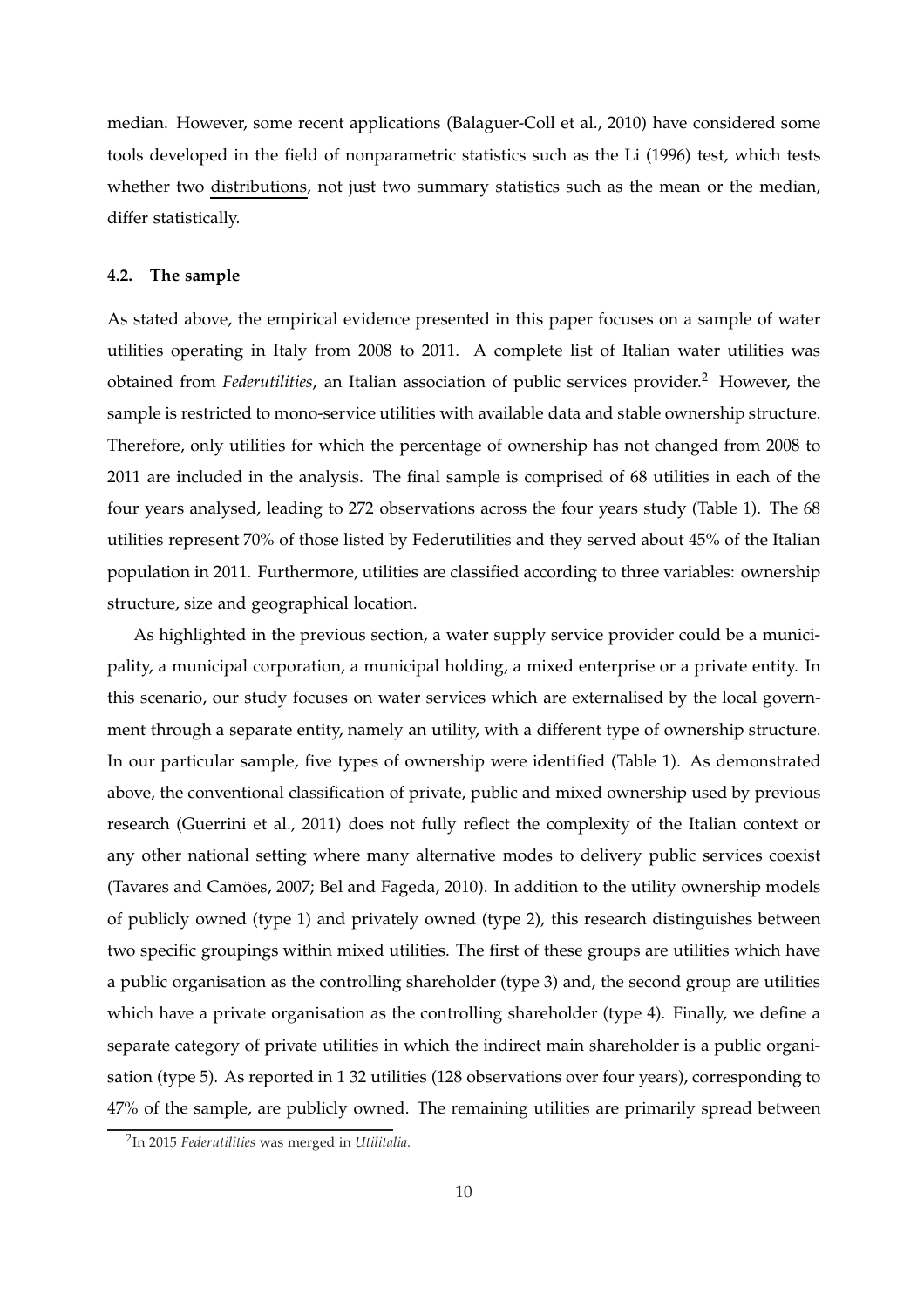median. However, some recent applications (Balaguer-Coll et al., 2010) have considered some tools developed in the field of nonparametric statistics such as the Li (1996) test, which tests whether two distributions, not just two summary statistics such as the mean or the median, differ statistically.

### 4.2. The sample

As stated above, the empirical evidence presented in this paper focuses on a sample of water utilities operating in Italy from 2008 to 2011. A complete list of Italian water utilities was obtained from *Federutilities*, an Italian association of public services provider.[2] However, the sample is restricted to mono-service utilities with available data and stable ownership structure. Therefore, only utilities for which the percentage of ownership has not changed from 2008 to 2011 are included in the analysis. The final sample is comprised of 68 utilities in each of the four years analysed, leading to 272 observations across the four years study (Table 1). The 68 utilities represent 70% of those listed by Federutilities and they served about 45% of the Italian population in 2011. Furthermore, utilities are classified according to three variables: ownership structure, size and geographical location.

As highlighted in the previous section, a water supply service provider could be a municipality, a municipal corporation, a municipal holding, a mixed enterprise or a private entity. In this scenario, our study focuses on water services which are externalised by the local government through a separate entity, namely an utility, with a different type of ownership structure. In our particular sample, five types of ownership were identified (Table 1). As demonstrated above, the conventional classification of private, public and mixed ownership used by previous research (Guerrini et al., 2011) does not fully reflect the complexity of the Italian context or any other national setting where many alternative modes to delivery public services coexist (Tavares and Camöes, 2007; Bel and Fageda, 2010). In addition to the utility ownership models of publicly owned (type 1) and privately owned (type 2), this research distinguishes between two specific groupings within mixed utilities. The first of these groups are utilities which have a public organisation as the controlling shareholder (type 3) and, the second group are utilities which have a private organisation as the controlling shareholder (type 4). Finally, we define a separate category of private utilities in which the indirect main shareholder is a public organisation (type 5). As reported in 1 32 utilities (128 observations over four years), corresponding to 47% of the sample, are publicly owned. The remaining utilities are primarily spread between

[2]In 2015 *Federutilities* was merged in *Utilitalia*.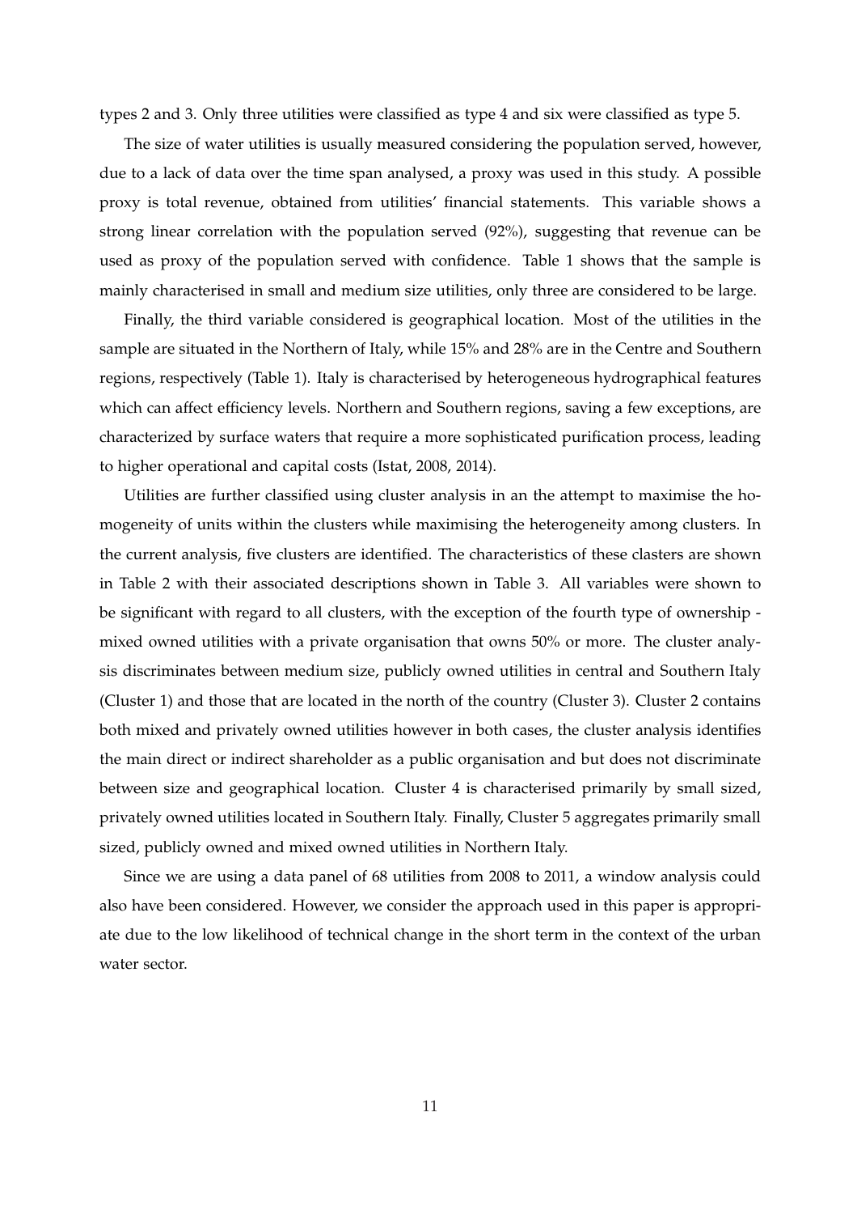types 2 and 3. Only three utilities were classified as type 4 and six were classified as type 5.

The size of water utilities is usually measured considering the population served, however, due to a lack of data over the time span analysed, a proxy was used in this study. A possible proxy is total revenue, obtained from utilities' financial statements. This variable shows a strong linear correlation with the population served (92%), suggesting that revenue can be used as proxy of the population served with confidence. Table 1 shows that the sample is mainly characterised in small and medium size utilities, only three are considered to be large.

Finally, the third variable considered is geographical location. Most of the utilities in the sample are situated in the Northern of Italy, while 15% and 28% are in the Centre and Southern regions, respectively (Table 1). Italy is characterised by heterogeneous hydrographical features which can affect efficiency levels. Northern and Southern regions, saving a few exceptions, are characterized by surface waters that require a more sophisticated purification process, leading to higher operational and capital costs (Istat, 2008, 2014).

Utilities are further classified using cluster analysis in an the attempt to maximise the homogeneity of units within the clusters while maximising the heterogeneity among clusters. In the current analysis, five clusters are identified. The characteristics of these clasters are shown in Table 2 with their associated descriptions shown in Table 3. All variables were shown to be significant with regard to all clusters, with the exception of the fourth type of ownership - mixed owned utilities with a private organisation that owns 50% or more. The cluster analysis discriminates between medium size, publicly owned utilities in central and Southern Italy (Cluster 1) and those that are located in the north of the country (Cluster 3). Cluster 2 contains both mixed and privately owned utilities however in both cases, the cluster analysis identifies the main direct or indirect shareholder as a public organisation and but does not discriminate between size and geographical location. Cluster 4 is characterised primarily by small sized, privately owned utilities located in Southern Italy. Finally, Cluster 5 aggregates primarily small sized, publicly owned and mixed owned utilities in Northern Italy.

Since we are using a data panel of 68 utilities from 2008 to 2011, a window analysis could also have been considered. However, we consider the approach used in this paper is appropriate due to the low likelihood of technical change in the short term in the context of the urban water sector.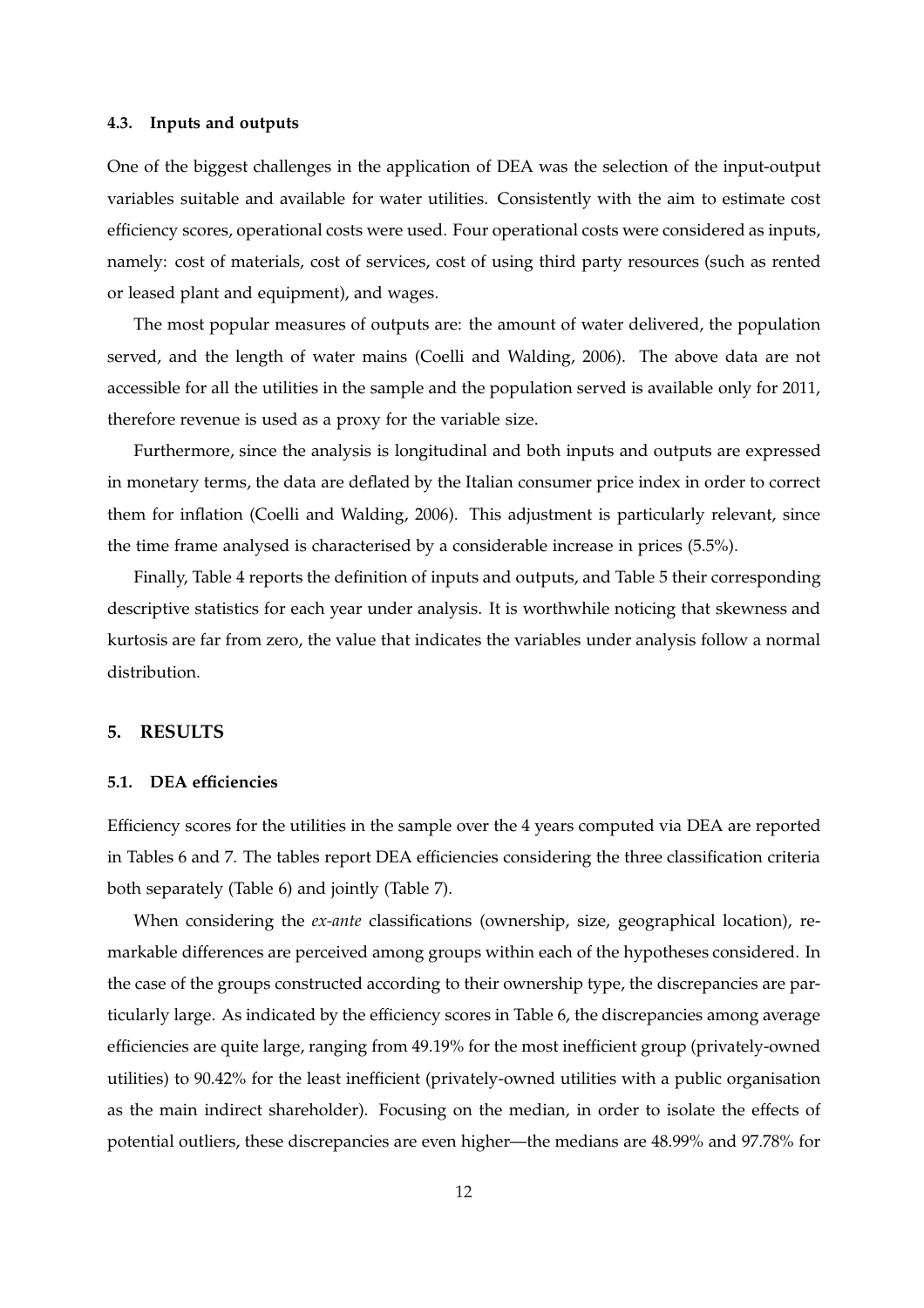### 4.3. Inputs and outputs

One of the biggest challenges in the application of DEA was the selection of the input-output variables suitable and available for water utilities. Consistently with the aim to estimate cost efficiency scores, operational costs were used. Four operational costs were considered as inputs, namely: cost of materials, cost of services, cost of using third party resources (such as rented or leased plant and equipment), and wages.

The most popular measures of outputs are: the amount of water delivered, the population served, and the length of water mains (Coelli and Walding, 2006). The above data are not accessible for all the utilities in the sample and the population served is available only for 2011, therefore revenue is used as a proxy for the variable size.

Furthermore, since the analysis is longitudinal and both inputs and outputs are expressed in monetary terms, the data are deflated by the Italian consumer price index in order to correct them for inflation (Coelli and Walding, 2006). This adjustment is particularly relevant, since the time frame analysed is characterised by a considerable increase in prices (5.5%).

Finally, Table 4 reports the definition of inputs and outputs, and Table 5 their corresponding descriptive statistics for each year under analysis. It is worthwhile noticing that skewness and kurtosis are far from zero, the value that indicates the variables under analysis follow a normal distribution.

## 5. RESULTS

### 5.1. DEA efficiencies

Efficiency scores for the utilities in the sample over the 4 years computed via DEA are reported in Tables 6 and 7. The tables report DEA efficiencies considering the three classification criteria both separately (Table 6) and jointly (Table 7).

When considering the *ex-ante* classifications (ownership, size, geographical location), remarkable differences are perceived among groups within each of the hypotheses considered. In the case of the groups constructed according to their ownership type, the discrepancies are particularly large. As indicated by the efficiency scores in Table 6, the discrepancies among average efficiencies are quite large, ranging from 49.19% for the most inefficient group (privately-owned utilities) to 90.42% for the least inefficient (privately-owned utilities with a public organisation as the main indirect shareholder). Focusing on the median, in order to isolate the effects of potential outliers, these discrepancies are even higher—the medians are 48.99% and 97.78% for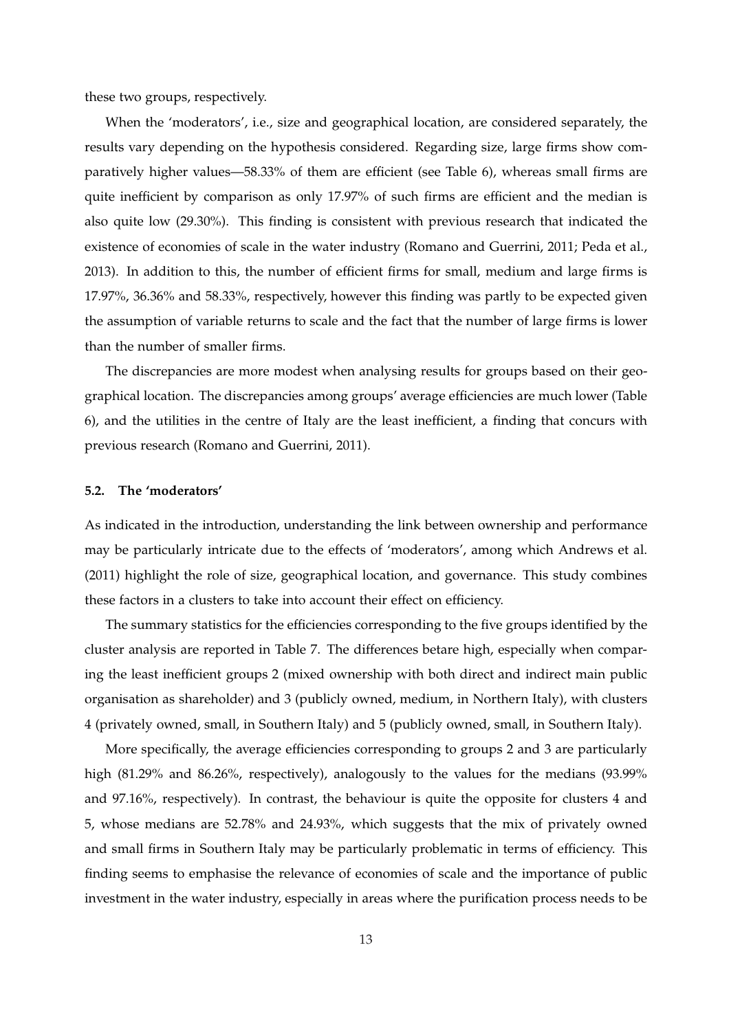these two groups, respectively.

When the 'moderators', i.e., size and geographical location, are considered separately, the results vary depending on the hypothesis considered. Regarding size, large firms show comparatively higher values—58.33% of them are efficient (see Table 6), whereas small firms are quite inefficient by comparison as only 17.97% of such firms are efficient and the median is also quite low (29.30%). This finding is consistent with previous research that indicated the existence of economies of scale in the water industry (Romano and Guerrini, 2011; Peda et al., 2013). In addition to this, the number of efficient firms for small, medium and large firms is 17.97%, 36.36% and 58.33%, respectively, however this finding was partly to be expected given the assumption of variable returns to scale and the fact that the number of large firms is lower than the number of smaller firms.

The discrepancies are more modest when analysing results for groups based on their geographical location. The discrepancies among groups' average efficiencies are much lower (Table 6), and the utilities in the centre of Italy are the least inefficient, a finding that concurs with previous research (Romano and Guerrini, 2011).

### 5.2. The 'moderators'

As indicated in the introduction, understanding the link between ownership and performance may be particularly intricate due to the effects of 'moderators', among which Andrews et al. (2011) highlight the role of size, geographical location, and governance. This study combines these factors in a clusters to take into account their effect on efficiency.

The summary statistics for the efficiencies corresponding to the five groups identified by the cluster analysis are reported in Table 7. The differences betare high, especially when comparing the least inefficient groups 2 (mixed ownership with both direct and indirect main public organisation as shareholder) and 3 (publicly owned, medium, in Northern Italy), with clusters 4 (privately owned, small, in Southern Italy) and 5 (publicly owned, small, in Southern Italy).

More specifically, the average efficiencies corresponding to groups 2 and 3 are particularly high (81.29% and 86.26%, respectively), analogously to the values for the medians (93.99% and 97.16%, respectively). In contrast, the behaviour is quite the opposite for clusters 4 and 5, whose medians are 52.78% and 24.93%, which suggests that the mix of privately owned and small firms in Southern Italy may be particularly problematic in terms of efficiency. This finding seems to emphasise the relevance of economies of scale and the importance of public investment in the water industry, especially in areas where the purification process needs to be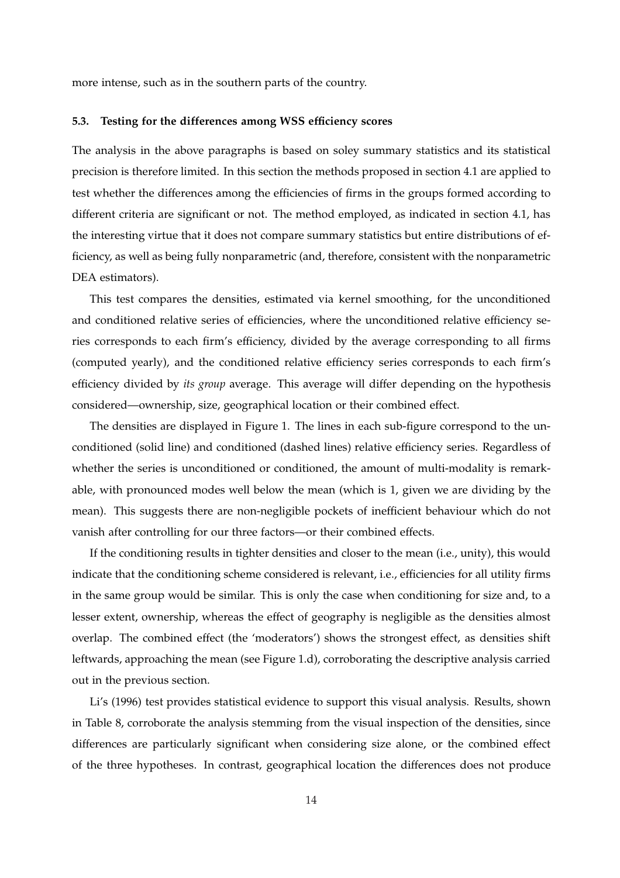more intense, such as in the southern parts of the country.

### 5.3. Testing for the differences among WSS efficiency scores

The analysis in the above paragraphs is based on soley summary statistics and its statistical precision is therefore limited. In this section the methods proposed in section 4.1 are applied to test whether the differences among the efficiencies of firms in the groups formed according to different criteria are significant or not. The method employed, as indicated in section 4.1, has the interesting virtue that it does not compare summary statistics but entire distributions of efficiency, as well as being fully nonparametric (and, therefore, consistent with the nonparametric DEA estimators).

This test compares the densities, estimated via kernel smoothing, for the unconditioned and conditioned relative series of efficiencies, where the unconditioned relative efficiency series corresponds to each firm's efficiency, divided by the average corresponding to all firms (computed yearly), and the conditioned relative efficiency series corresponds to each firm's efficiency divided by *its group* average. This average will differ depending on the hypothesis considered—ownership, size, geographical location or their combined effect.

The densities are displayed in Figure 1. The lines in each sub-figure correspond to the unconditioned (solid line) and conditioned (dashed lines) relative efficiency series. Regardless of whether the series is unconditioned or conditioned, the amount of multi-modality is remarkable, with pronounced modes well below the mean (which is 1, given we are dividing by the mean). This suggests there are non-negligible pockets of inefficient behaviour which do not vanish after controlling for our three factors—or their combined effects.

If the conditioning results in tighter densities and closer to the mean (i.e., unity), this would indicate that the conditioning scheme considered is relevant, i.e., efficiencies for all utility firms in the same group would be similar. This is only the case when conditioning for size and, to a lesser extent, ownership, whereas the effect of geography is negligible as the densities almost overlap. The combined effect (the 'moderators') shows the strongest effect, as densities shift leftwards, approaching the mean (see Figure 1.d), corroborating the descriptive analysis carried out in the previous section.

Li's (1996) test provides statistical evidence to support this visual analysis. Results, shown in Table 8, corroborate the analysis stemming from the visual inspection of the densities, since differences are particularly significant when considering size alone, or the combined effect of the three hypotheses. In contrast, geographical location the differences does not produce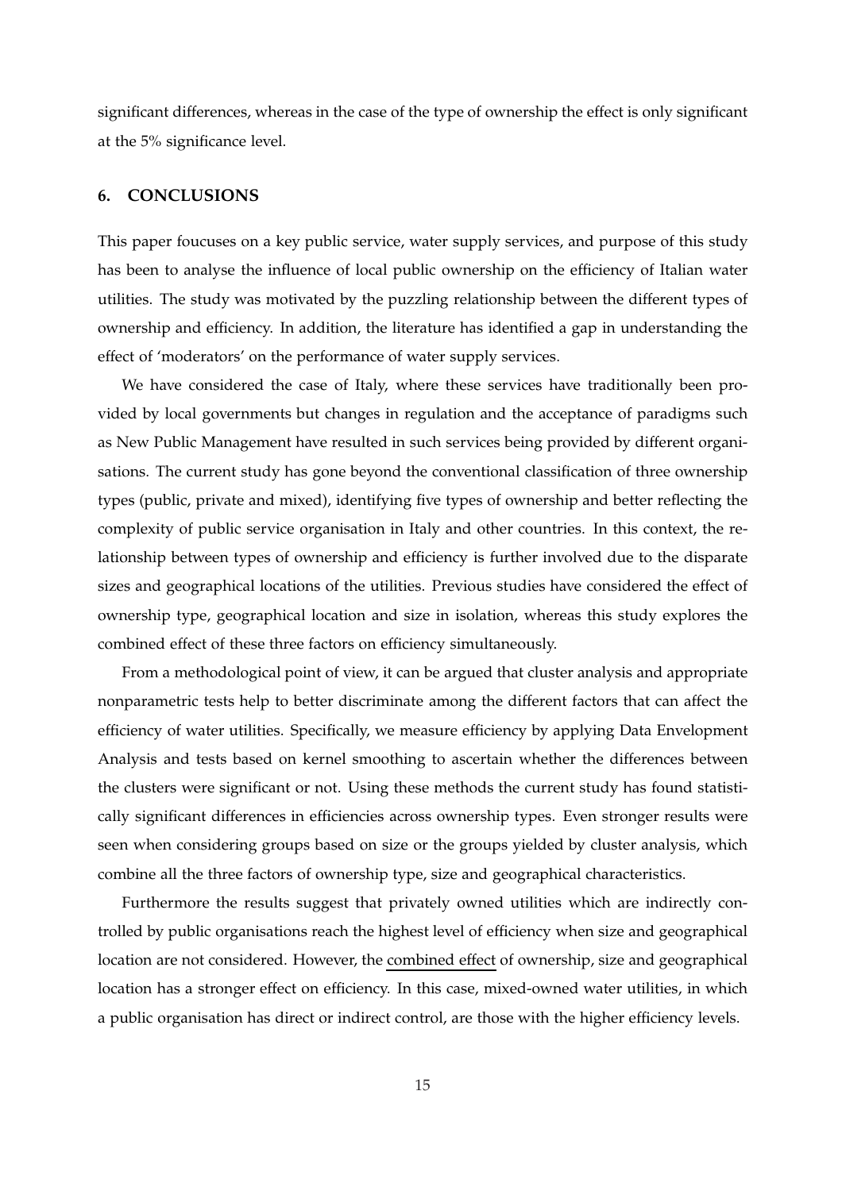significant differences, whereas in the case of the type of ownership the effect is only significant at the 5% significance level.

## 6. CONCLUSIONS

This paper foucuses on a key public service, water supply services, and purpose of this study has been to analyse the influence of local public ownership on the efficiency of Italian water utilities. The study was motivated by the puzzling relationship between the different types of ownership and efficiency. In addition, the literature has identified a gap in understanding the effect of 'moderators' on the performance of water supply services.

We have considered the case of Italy, where these services have traditionally been provided by local governments but changes in regulation and the acceptance of paradigms such as New Public Management have resulted in such services being provided by different organisations. The current study has gone beyond the conventional classification of three ownership types (public, private and mixed), identifying five types of ownership and better reflecting the complexity of public service organisation in Italy and other countries. In this context, the relationship between types of ownership and efficiency is further involved due to the disparate sizes and geographical locations of the utilities. Previous studies have considered the effect of ownership type, geographical location and size in isolation, whereas this study explores the combined effect of these three factors on efficiency simultaneously.

From a methodological point of view, it can be argued that cluster analysis and appropriate nonparametric tests help to better discriminate among the different factors that can affect the efficiency of water utilities. Specifically, we measure efficiency by applying Data Envelopment Analysis and tests based on kernel smoothing to ascertain whether the differences between the clusters were significant or not. Using these methods the current study has found statistically significant differences in efficiencies across ownership types. Even stronger results were seen when considering groups based on size or the groups yielded by cluster analysis, which combine all the three factors of ownership type, size and geographical characteristics.

Furthermore the results suggest that privately owned utilities which are indirectly controlled by public organisations reach the highest level of efficiency when size and geographical location are not considered. However, the combined effect of ownership, size and geographical location has a stronger effect on efficiency. In this case, mixed-owned water utilities, in which a public organisation has direct or indirect control, are those with the higher efficiency levels.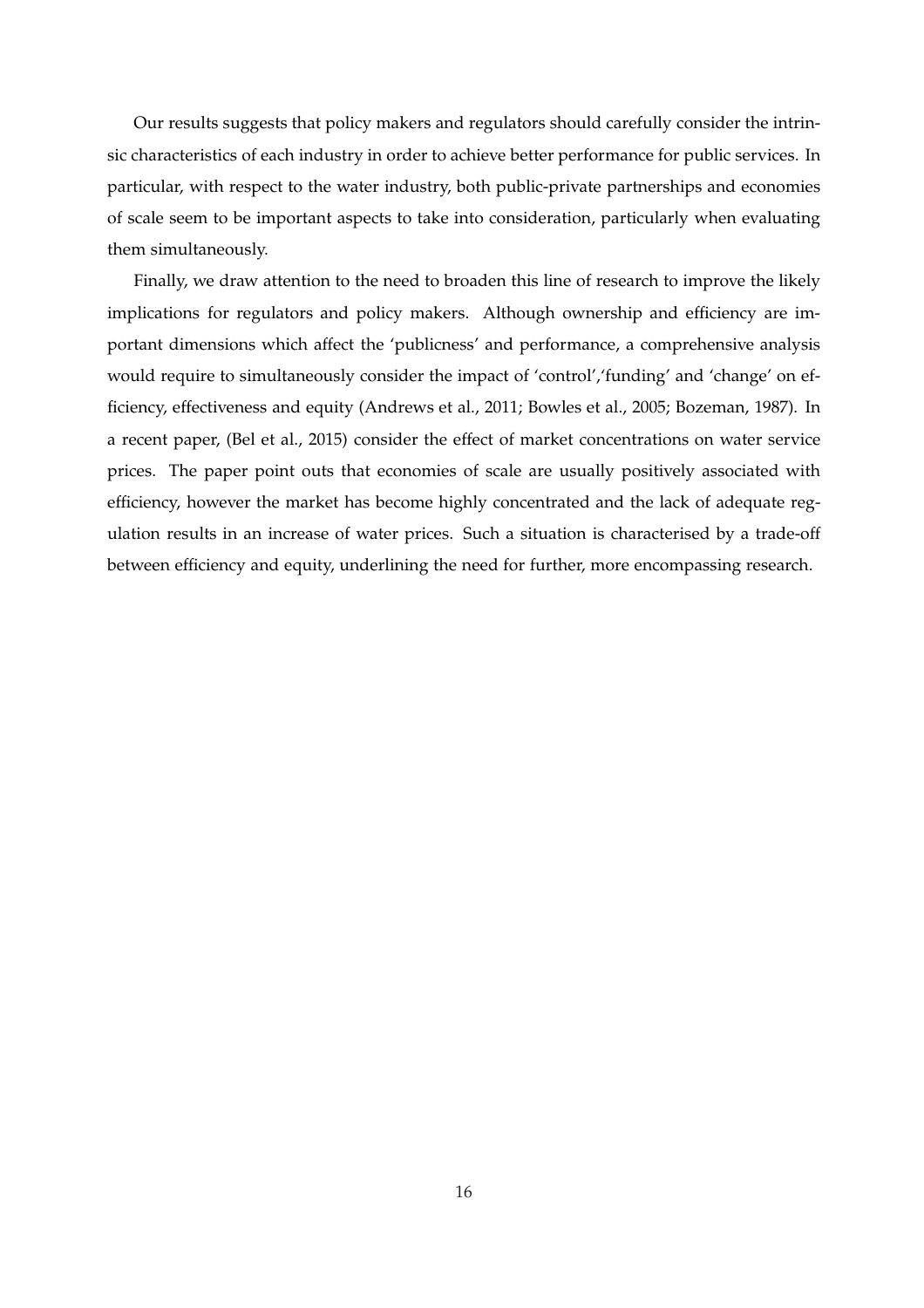Our results suggests that policy makers and regulators should carefully consider the intrinsic characteristics of each industry in order to achieve better performance for public services. In particular, with respect to the water industry, both public-private partnerships and economies of scale seem to be important aspects to take into consideration, particularly when evaluating them simultaneously.

Finally, we draw attention to the need to broaden this line of research to improve the likely implications for regulators and policy makers. Although ownership and efficiency are important dimensions which affect the 'publicness' and performance, a comprehensive analysis would require to simultaneously consider the impact of 'control','funding' and 'change' on efficiency, effectiveness and equity (Andrews et al., 2011; Bowles et al., 2005; Bozeman, 1987). In a recent paper, (Bel et al., 2015) consider the effect of market concentrations on water service prices. The paper point outs that economies of scale are usually positively associated with efficiency, however the market has become highly concentrated and the lack of adequate regulation results in an increase of water prices. Such a situation is characterised by a trade-off between efficiency and equity, underlining the need for further, more encompassing research.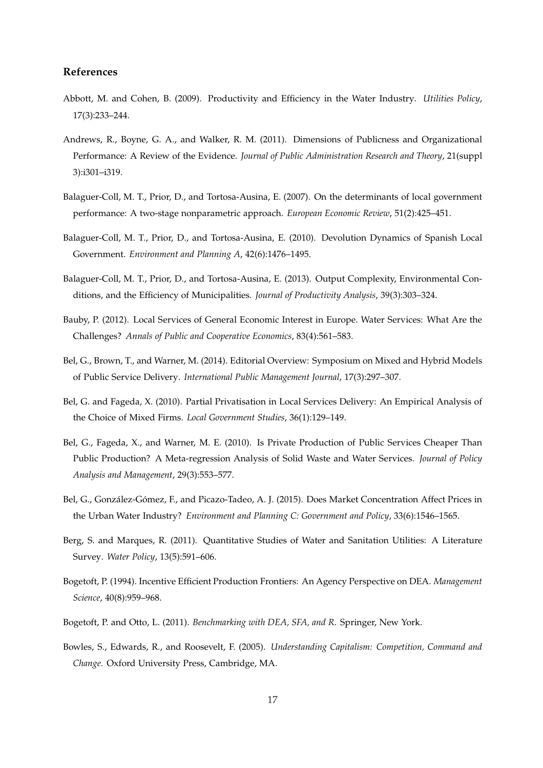## References

Abbott, M. and Cohen, B. (2009). Productivity and Efficiency in the Water Industry. *Utilities Policy*, 17(3):233–244.

Andrews, R., Boyne, G. A., and Walker, R. M. (2011). Dimensions of Publicness and Organizational Performance: A Review of the Evidence. *Journal of Public Administration Research and Theory*, 21(suppl 3):i301–i319.

Balaguer-Coll, M. T., Prior, D., and Tortosa-Ausina, E. (2007). On the determinants of local government performance: A two-stage nonparametric approach. *European Economic Review*, 51(2):425–451.

Balaguer-Coll, M. T., Prior, D., and Tortosa-Ausina, E. (2010). Devolution Dynamics of Spanish Local Government. *Environment and Planning A*, 42(6):1476–1495.

Balaguer-Coll, M. T., Prior, D., and Tortosa-Ausina, E. (2013). Output Complexity, Environmental Conditions, and the Efficiency of Municipalities. *Journal of Productivity Analysis*, 39(3):303–324.

Bauby, P. (2012). Local Services of General Economic Interest in Europe. Water Services: What Are the Challenges? *Annals of Public and Cooperative Economics*, 83(4):561–583.

Bel, G., Brown, T., and Warner, M. (2014). Editorial Overview: Symposium on Mixed and Hybrid Models of Public Service Delivery. *International Public Management Journal*, 17(3):297–307.

Bel, G. and Fageda, X. (2010). Partial Privatisation in Local Services Delivery: An Empirical Analysis of the Choice of Mixed Firms. *Local Government Studies*, 36(1):129–149.

Bel, G., Fageda, X., and Warner, M. E. (2010). Is Private Production of Public Services Cheaper Than Public Production? A Meta-regression Analysis of Solid Waste and Water Services. *Journal of Policy Analysis and Management*, 29(3):553–577.

Bel, G., González-Gómez, F., and Picazo-Tadeo, A. J. (2015). Does Market Concentration Affect Prices in the Urban Water Industry? *Environment and Planning C: Government and Policy*, 33(6):1546–1565.

Berg, S. and Marques, R. (2011). Quantitative Studies of Water and Sanitation Utilities: A Literature Survey. *Water Policy*, 13(5):591–606.

Bogetoft, P. (1994). Incentive Efficient Production Frontiers: An Agency Perspective on DEA. *Management Science*, 40(8):959–968.

Bogetoft, P. and Otto, L. (2011). *Benchmarking with DEA, SFA, and R*. Springer, New York.

Bowles, S., Edwards, R., and Roosevelt, F. (2005). *Understanding Capitalism: Competition, Command and Change*. Oxford University Press, Cambridge, MA.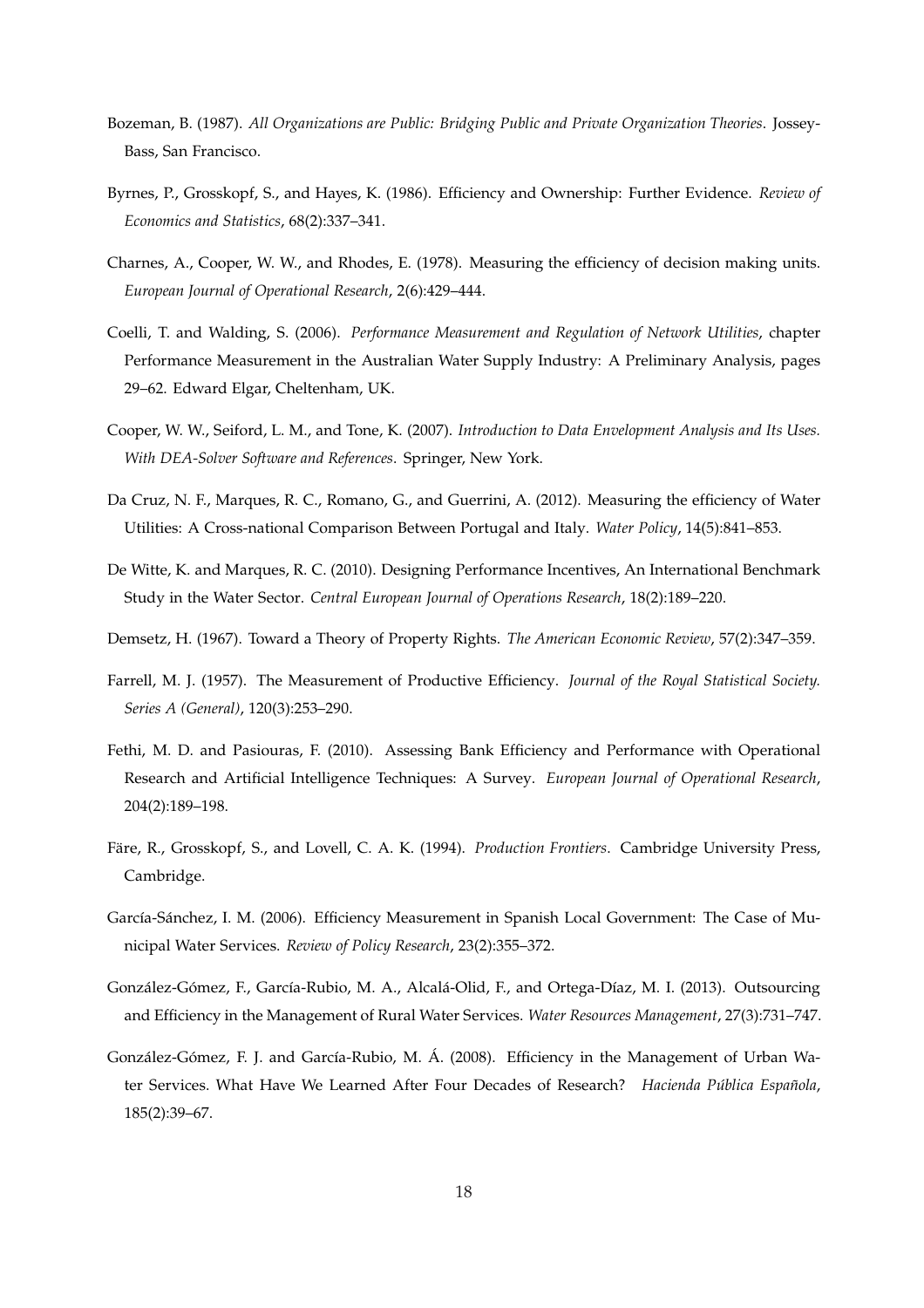Bozeman, B. (1987). *All Organizations are Public: Bridging Public and Private Organization Theories*. Jossey-Bass, San Francisco.

Byrnes, P., Grosskopf, S., and Hayes, K. (1986). Efficiency and Ownership: Further Evidence. *Review of Economics and Statistics*, 68(2):337–341.

Charnes, A., Cooper, W. W., and Rhodes, E. (1978). Measuring the efficiency of decision making units. *European Journal of Operational Research*, 2(6):429–444.

Coelli, T. and Walding, S. (2006). *Performance Measurement and Regulation of Network Utilities*, chapter Performance Measurement in the Australian Water Supply Industry: A Preliminary Analysis, pages 29–62. Edward Elgar, Cheltenham, UK.

Cooper, W. W., Seiford, L. M., and Tone, K. (2007). *Introduction to Data Envelopment Analysis and Its Uses. With DEA-Solver Software and References*. Springer, New York.

Da Cruz, N. F., Marques, R. C., Romano, G., and Guerrini, A. (2012). Measuring the efficiency of Water Utilities: A Cross-national Comparison Between Portugal and Italy. *Water Policy*, 14(5):841–853.

De Witte, K. and Marques, R. C. (2010). Designing Performance Incentives, An International Benchmark Study in the Water Sector. *Central European Journal of Operations Research*, 18(2):189–220.

Demsetz, H. (1967). Toward a Theory of Property Rights. *The American Economic Review*, 57(2):347–359.

Farrell, M. J. (1957). The Measurement of Productive Efficiency. *Journal of the Royal Statistical Society. Series A (General)*, 120(3):253–290.

Fethi, M. D. and Pasiouras, F. (2010). Assessing Bank Efficiency and Performance with Operational Research and Artificial Intelligence Techniques: A Survey. *European Journal of Operational Research*, 204(2):189–198.

Färe, R., Grosskopf, S., and Lovell, C. A. K. (1994). *Production Frontiers*. Cambridge University Press, Cambridge.

García-Sánchez, I. M. (2006). Efficiency Measurement in Spanish Local Government: The Case of Municipal Water Services. *Review of Policy Research*, 23(2):355–372.

González-Gómez, F., García-Rubio, M. A., Alcalá-Olid, F., and Ortega-Díaz, M. I. (2013). Outsourcing and Efficiency in the Management of Rural Water Services. *Water Resources Management*, 27(3):731–747.

González-Gómez, F. J. and García-Rubio, M. Á. (2008). Efficiency in the Management of Urban Water Services. What Have We Learned After Four Decades of Research? *Hacienda Pública Española*, 185(2):39–67.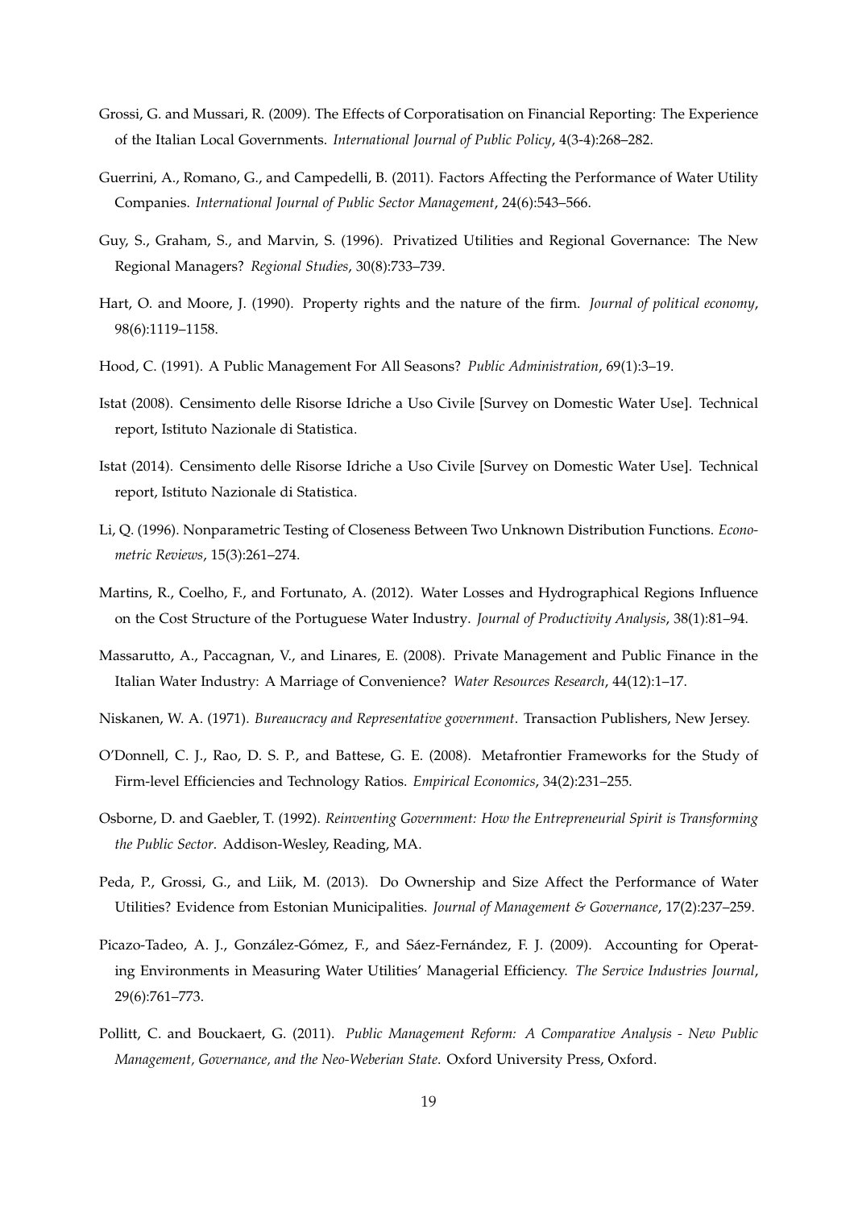Grossi, G. and Mussari, R. (2009). The Effects of Corporatisation on Financial Reporting: The Experience of the Italian Local Governments. *International Journal of Public Policy*, 4(3-4):268–282.

Guerrini, A., Romano, G., and Campedelli, B. (2011). Factors Affecting the Performance of Water Utility Companies. *International Journal of Public Sector Management*, 24(6):543–566.

Guy, S., Graham, S., and Marvin, S. (1996). Privatized Utilities and Regional Governance: The New Regional Managers? *Regional Studies*, 30(8):733–739.

Hart, O. and Moore, J. (1990). Property rights and the nature of the firm. *Journal of political economy*, 98(6):1119–1158.

Hood, C. (1991). A Public Management For All Seasons? *Public Administration*, 69(1):3–19.

Istat (2008). Censimento delle Risorse Idriche a Uso Civile [Survey on Domestic Water Use]. Technical report, Istituto Nazionale di Statistica.

Istat (2014). Censimento delle Risorse Idriche a Uso Civile [Survey on Domestic Water Use]. Technical report, Istituto Nazionale di Statistica.

Li, Q. (1996). Nonparametric Testing of Closeness Between Two Unknown Distribution Functions. *Econometric Reviews*, 15(3):261–274.

Martins, R., Coelho, F., and Fortunato, A. (2012). Water Losses and Hydrographical Regions Influence on the Cost Structure of the Portuguese Water Industry. *Journal of Productivity Analysis*, 38(1):81–94.

Massarutto, A., Paccagnan, V., and Linares, E. (2008). Private Management and Public Finance in the Italian Water Industry: A Marriage of Convenience? *Water Resources Research*, 44(12):1–17.

Niskanen, W. A. (1971). *Bureaucracy and Representative government*. Transaction Publishers, New Jersey.

O'Donnell, C. J., Rao, D. S. P., and Battese, G. E. (2008). Metafrontier Frameworks for the Study of Firm-level Efficiencies and Technology Ratios. *Empirical Economics*, 34(2):231–255.

Osborne, D. and Gaebler, T. (1992). *Reinventing Government: How the Entrepreneurial Spirit is Transforming the Public Sector*. Addison-Wesley, Reading, MA.

Peda, P., Grossi, G., and Liik, M. (2013). Do Ownership and Size Affect the Performance of Water Utilities? Evidence from Estonian Municipalities. *Journal of Management & Governance*, 17(2):237–259.

Picazo-Tadeo, A. J., González-Gómez, F., and Sáez-Fernández, F. J. (2009). Accounting for Operating Environments in Measuring Water Utilities' Managerial Efficiency. *The Service Industries Journal*, 29(6):761–773.

Pollitt, C. and Bouckaert, G. (2011). *Public Management Reform: A Comparative Analysis - New Public Management, Governance, and the Neo-Weberian State*. Oxford University Press, Oxford.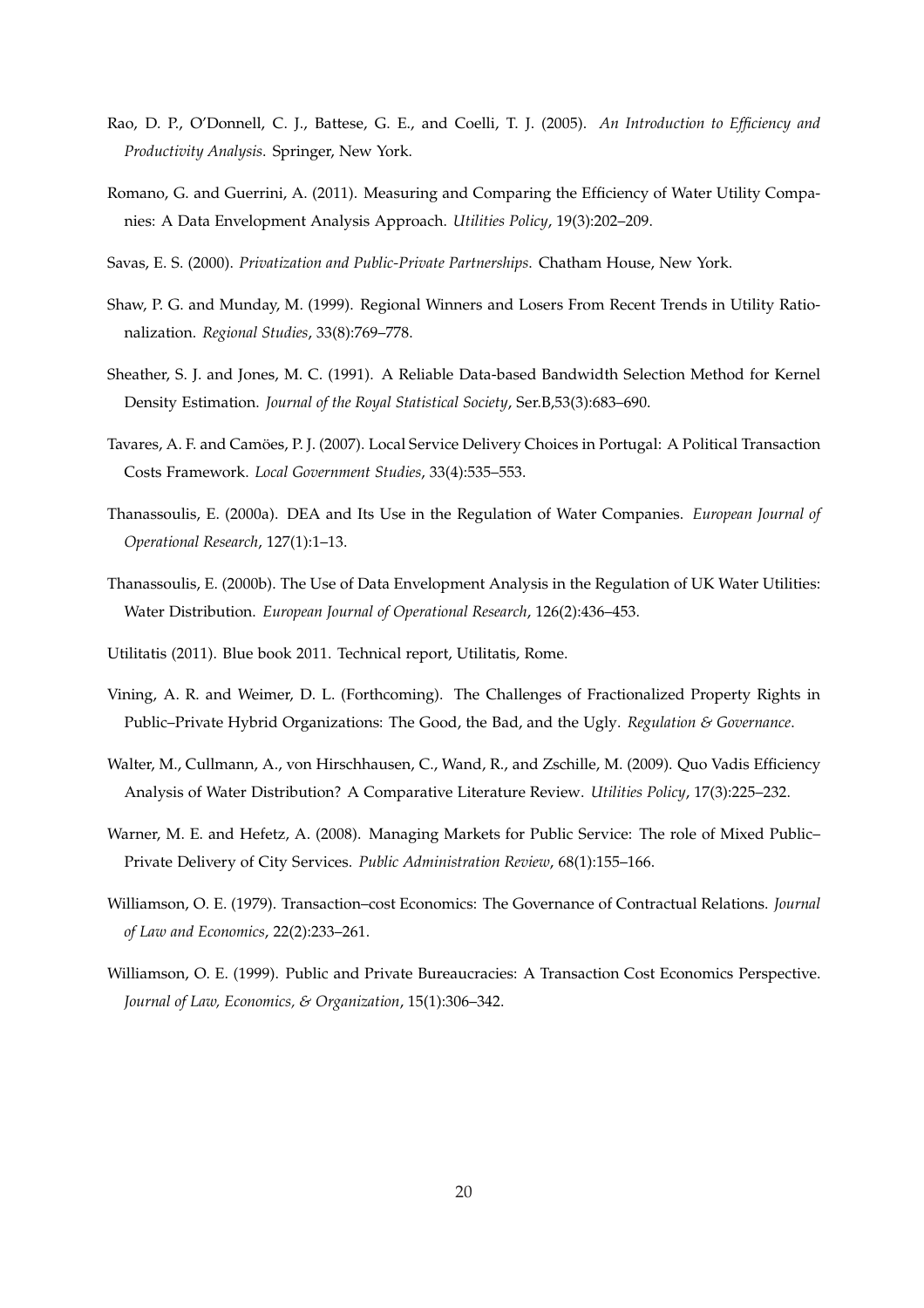Rao, D. P., O'Donnell, C. J., Battese, G. E., and Coelli, T. J. (2005). *An Introduction to Efficiency and Productivity Analysis*. Springer, New York.

Romano, G. and Guerrini, A. (2011). Measuring and Comparing the Efficiency of Water Utility Companies: A Data Envelopment Analysis Approach. *Utilities Policy*, 19(3):202–209.

Savas, E. S. (2000). *Privatization and Public-Private Partnerships*. Chatham House, New York.

Shaw, P. G. and Munday, M. (1999). Regional Winners and Losers From Recent Trends in Utility Rationalization. *Regional Studies*, 33(8):769–778.

Sheather, S. J. and Jones, M. C. (1991). A Reliable Data-based Bandwidth Selection Method for Kernel Density Estimation. *Journal of the Royal Statistical Society*, Ser.B,53(3):683–690.

Tavares, A. F. and Camöes, P. J. (2007). Local Service Delivery Choices in Portugal: A Political Transaction Costs Framework. *Local Government Studies*, 33(4):535–553.

Thanassoulis, E. (2000a). DEA and Its Use in the Regulation of Water Companies. *European Journal of Operational Research*, 127(1):1–13.

Thanassoulis, E. (2000b). The Use of Data Envelopment Analysis in the Regulation of UK Water Utilities: Water Distribution. *European Journal of Operational Research*, 126(2):436–453.

Utilitatis (2011). Blue book 2011. Technical report, Utilitatis, Rome.

Vining, A. R. and Weimer, D. L. (Forthcoming). The Challenges of Fractionalized Property Rights in Public–Private Hybrid Organizations: The Good, the Bad, and the Ugly. *Regulation & Governance*.

Walter, M., Cullmann, A., von Hirschhausen, C., Wand, R., and Zschille, M. (2009). Quo Vadis Efficiency Analysis of Water Distribution? A Comparative Literature Review. *Utilities Policy*, 17(3):225–232.

Warner, M. E. and Hefetz, A. (2008). Managing Markets for Public Service: The role of Mixed Public–Private Delivery of City Services. *Public Administration Review*, 68(1):155–166.

Williamson, O. E. (1979). Transaction–cost Economics: The Governance of Contractual Relations. *Journal of Law and Economics*, 22(2):233–261.

Williamson, O. E. (1999). Public and Private Bureaucracies: A Transaction Cost Economics Perspective. *Journal of Law, Economics, & Organization*, 15(1):306–342.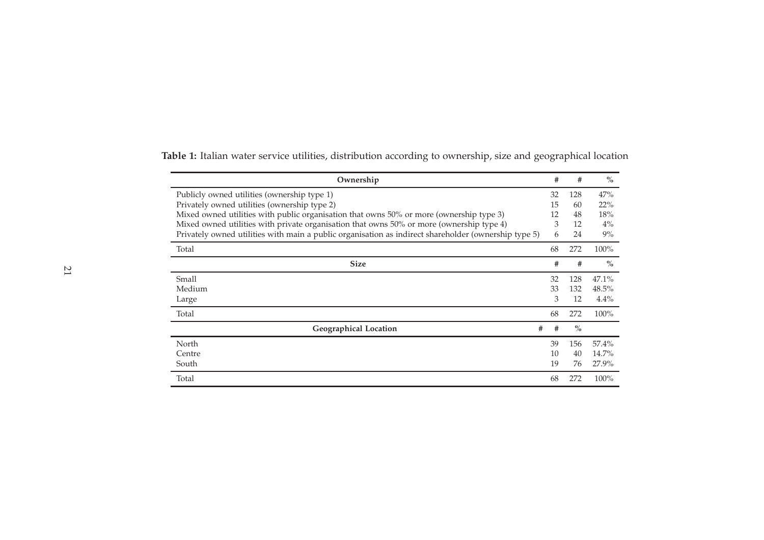**Table 1:** Italian water service utilities, distribution according to ownership, size and geographical location

| Ownership | # | # | % |
|---|---|---|---|
| Publicly owned utilities (ownership type 1) | 32 | 128 | 47% |
| Privately owned utilities (ownership type 2) | 15 | 60 | 22% |
| Mixed owned utilities with public organisation that owns 50% or more (ownership type 3) | 12 | 48 | 18% |
| Mixed owned utilities with private organisation that owns 50% or more (ownership type 4) | 3 | 12 | 4% |
| Privately owned utilities with main a public organisation as indirect shareholder (ownership type 5) | 6 | 24 | 9% |
| Total | 68 | 272 | 100% |
| **Size** | **#** | **#** | **%** |
| Small | 32 | 128 | 47.1% |
| Medium | 33 | 132 | 48.5% |
| Large | 3 | 12 | 4.4% |
| Total | 68 | 272 | 100% |
| **Geographical Location** | **#** | **#** | **%** |
| North | 39 | 156 | 57.4% |
| Centre | 10 | 40 | 14.7% |
| South | 19 | 76 | 27.9% |
| Total | 68 | 272 | 100% |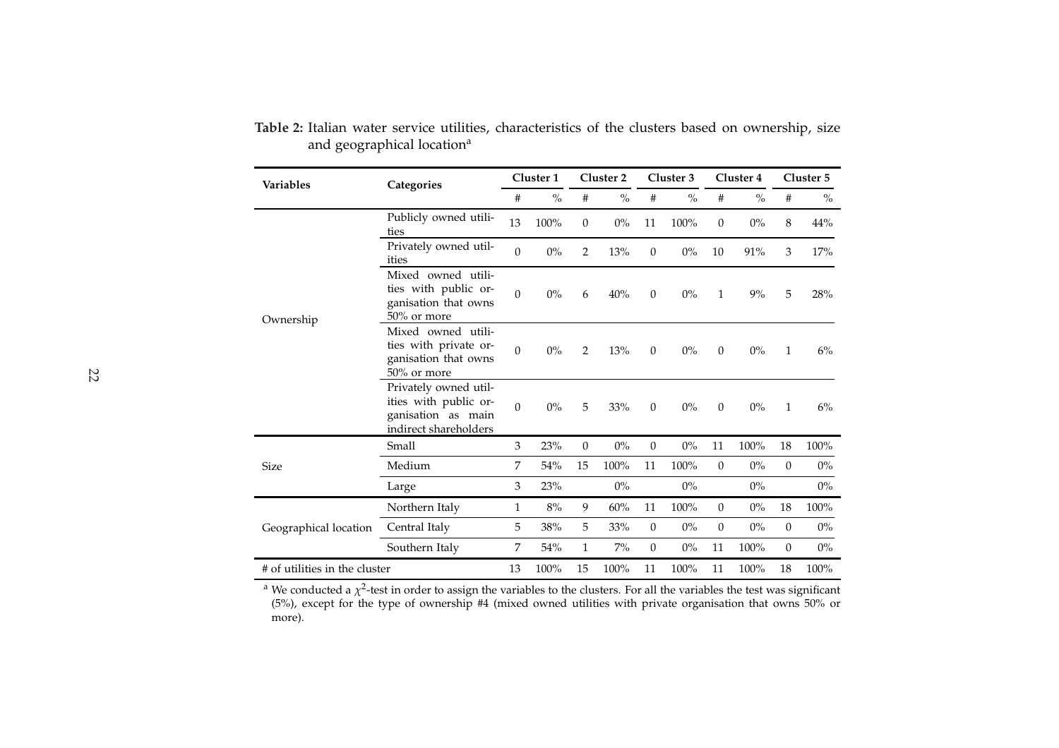**Table 2:** Italian water service utilities, characteristics of the clusters based on ownership, size and geographical location[a]

| Variables | Categories | Cluster 1 | | Cluster 2 | | Cluster 3 | | Cluster 4 | | Cluster 5 | |
|---|---|---|---|---|---|---|---|---|---|---|---|
| | | # | % | # | % | # | % | # | % | # | % |
| Ownership | Publicly owned utilities | 13 | 100% | 0 | 0% | 11 | 100% | 0 | 0% | 8 | 44% |
| | Privately owned utilities | 0 | 0% | 2 | 13% | 0 | 0% | 10 | 91% | 3 | 17% |
| | Mixed owned utilities with public organisation that owns 50% or more | 0 | 0% | 6 | 40% | 0 | 0% | 1 | 9% | 5 | 28% |
| | Mixed owned utilities with private organisation that owns 50% or more | 0 | 0% | 2 | 13% | 0 | 0% | 0 | 0% | 1 | 6% |
| | Privately owned utilities with public organisation as main indirect shareholders | 0 | 0% | 5 | 33% | 0 | 0% | 0 | 0% | 1 | 6% |
| Size | Small | 3 | 23% | 0 | 0% | 0 | 0% | 11 | 100% | 18 | 100% |
| | Medium | 7 | 54% | 15 | 100% | 11 | 100% | 0 | 0% | 0 | 0% |
| | Large | 3 | 23% | | 0% | | 0% | | 0% | | 0% |
| Geographical location | Northern Italy | 1 | 8% | 9 | 60% | 11 | 100% | 0 | 0% | 18 | 100% |
| | Central Italy | 5 | 38% | 5 | 33% | 0 | 0% | 0 | 0% | 0 | 0% |
| | Southern Italy | 7 | 54% | 1 | 7% | 0 | 0% | 11 | 100% | 0 | 0% |
| # of utilities in the cluster | | 13 | 100% | 15 | 100% | 11 | 100% | 11 | 100% | 18 | 100% |

[a] We conducted a $\chi^2$-test in order to assign the variables to the clusters. For all the variables the test was significant (5%), except for the type of ownership #4 (mixed owned utilities with private organisation that owns 50% or more).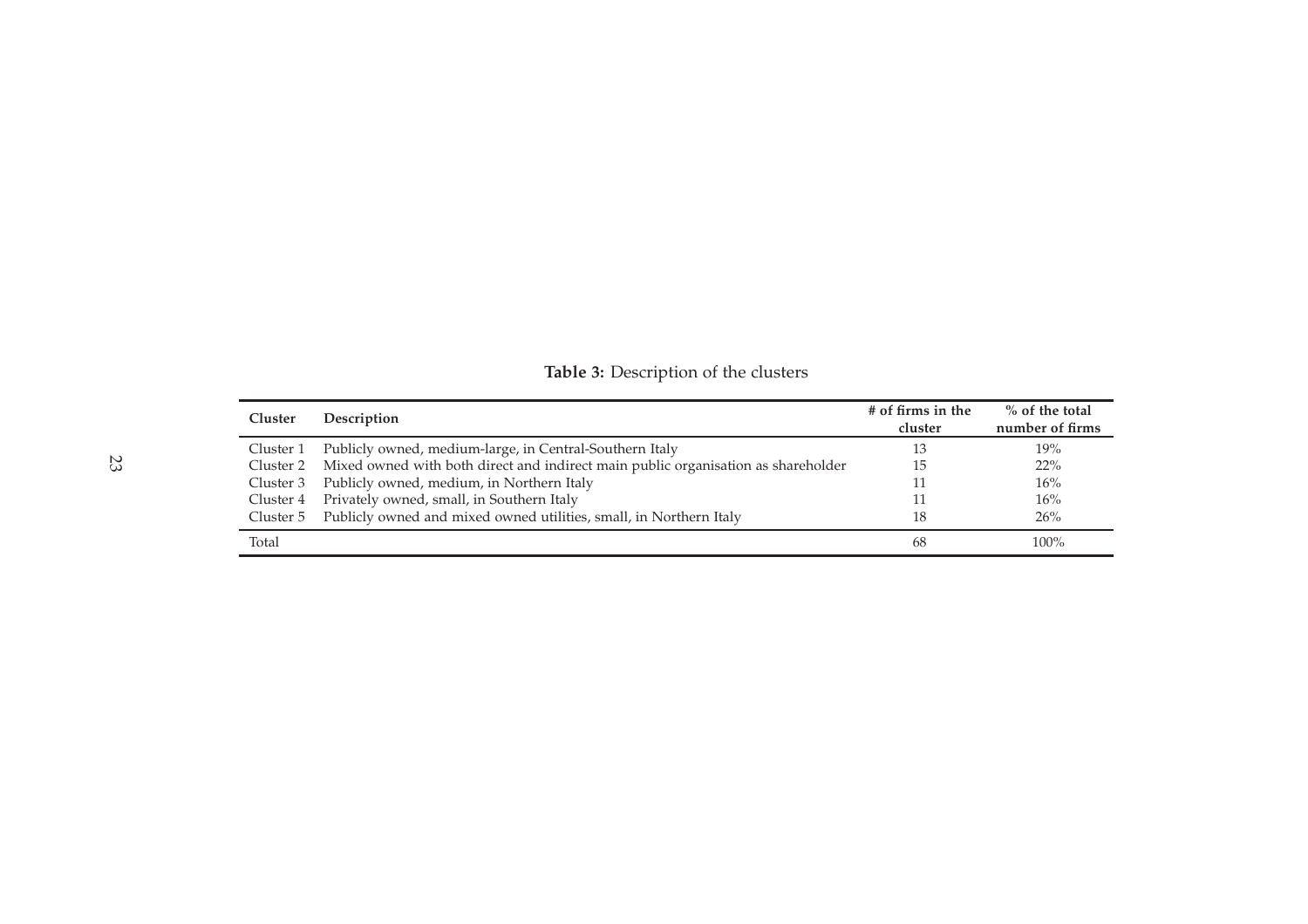**Table 3:** Description of the clusters

| Cluster | Description | # of firms in the cluster | % of the total number of firms |
|---|---|---|---|
| Cluster 1 | Publicly owned, medium-large, in Central-Southern Italy | 13 | 19% |
| Cluster 2 | Mixed owned with both direct and indirect main public organisation as shareholder | 15 | 22% |
| Cluster 3 | Publicly owned, medium, in Northern Italy | 11 | 16% |
| Cluster 4 | Privately owned, small, in Southern Italy | 11 | 16% |
| Cluster 5 | Publicly owned and mixed owned utilities, small, in Northern Italy | 18 | 26% |
| Total | | 68 | 100% |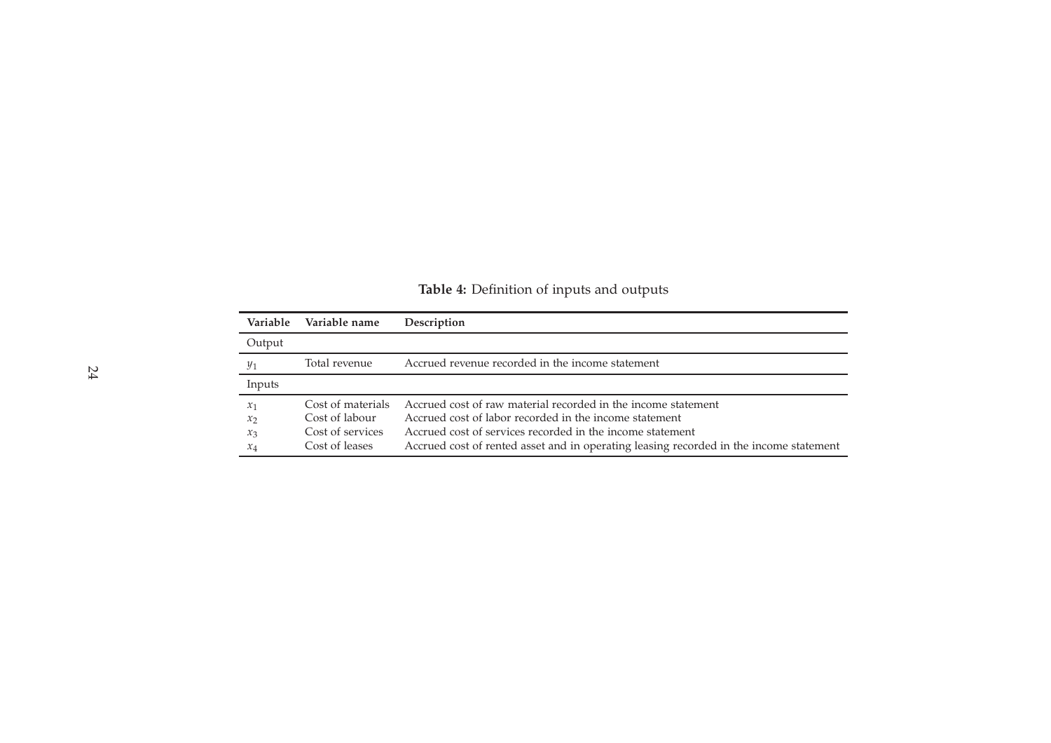**Table 4:** Definition of inputs and outputs

| Variable | Variable name | Description |
|---|---|---|
| Output | | |
| $y_1$ | Total revenue | Accrued revenue recorded in the income statement |
| Inputs | | |
| $x_1$ | Cost of materials | Accrued cost of raw material recorded in the income statement |
| $x_2$ | Cost of labour | Accrued cost of labor recorded in the income statement |
| $x_3$ | Cost of services | Accrued cost of services recorded in the income statement |
| $x_4$ | Cost of leases | Accrued cost of rented asset and in operating leasing recorded in the income statement |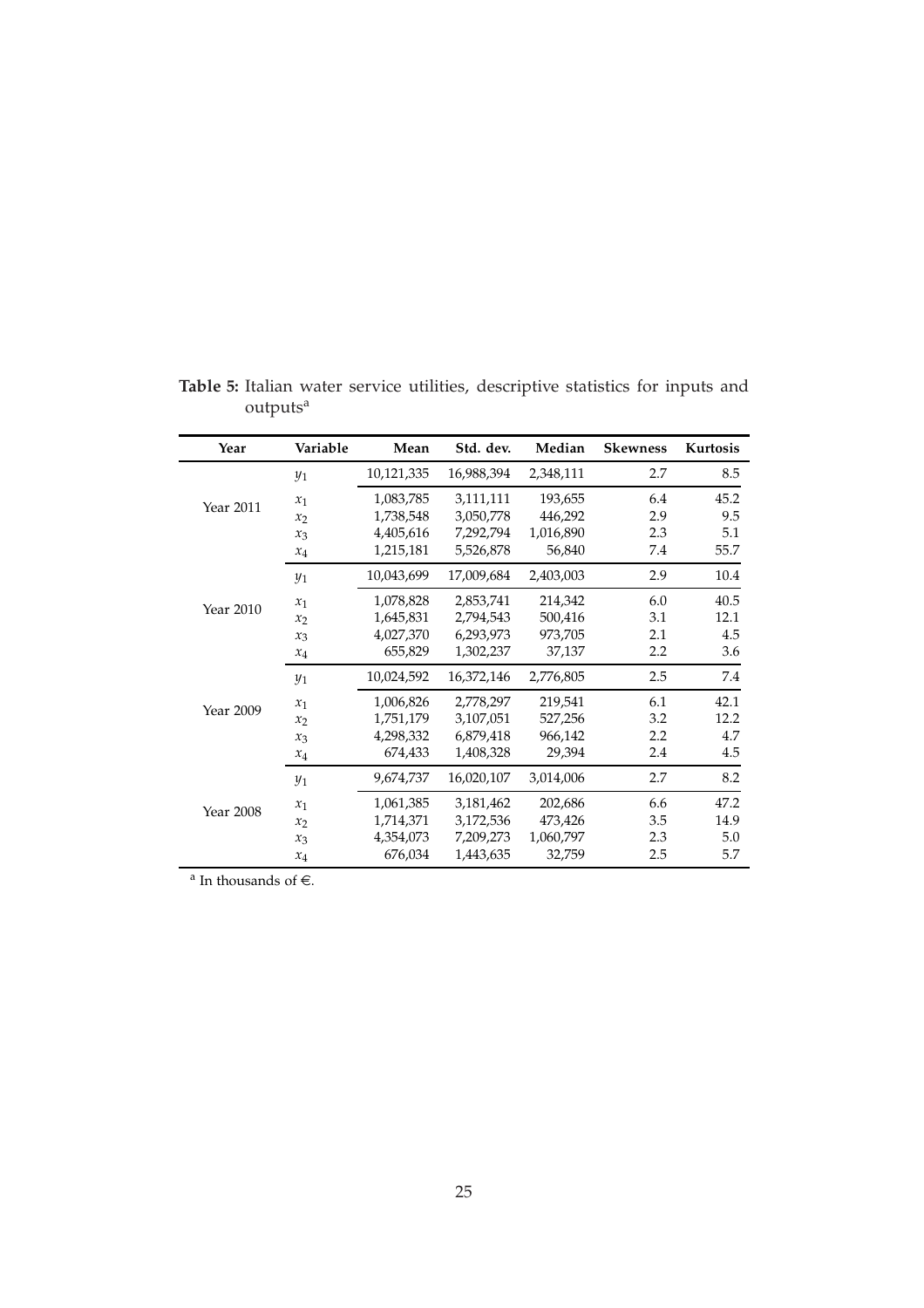**Table 5:** Italian water service utilities, descriptive statistics for inputs and outputs[a]

| Year | Variable | Mean | Std. dev. | Median | Skewness | Kurtosis |
|---|---|---|---|---|---|---|
| Year 2011 | $y_1$ | 10,121,335 | 16,988,394 | 2,348,111 | 2.7 | 8.5 |
| | $x_1$ | 1,083,785 | 3,111,111 | 193,655 | 6.4 | 45.2 |
| | $x_2$ | 1,738,548 | 3,050,778 | 446,292 | 2.9 | 9.5 |
| | $x_3$ | 4,405,616 | 7,292,794 | 1,016,890 | 2.3 | 5.1 |
| | $x_4$ | 1,215,181 | 5,526,878 | 56,840 | 7.4 | 55.7 |
| Year 2010 | $y_1$ | 10,043,699 | 17,009,684 | 2,403,003 | 2.9 | 10.4 |
| | $x_1$ | 1,078,828 | 2,853,741 | 214,342 | 6.0 | 40.5 |
| | $x_2$ | 1,645,831 | 2,794,543 | 500,416 | 3.1 | 12.1 |
| | $x_3$ | 4,027,370 | 6,293,973 | 973,705 | 2.1 | 4.5 |
| | $x_4$ | 655,829 | 1,302,237 | 37,137 | 2.2 | 3.6 |
| Year 2009 | $y_1$ | 10,024,592 | 16,372,146 | 2,776,805 | 2.5 | 7.4 |
| | $x_1$ | 1,006,826 | 2,778,297 | 219,541 | 6.1 | 42.1 |
| | $x_2$ | 1,751,179 | 3,107,051 | 527,256 | 3.2 | 12.2 |
| | $x_3$ | 4,298,332 | 6,879,418 | 966,142 | 2.2 | 4.7 |
| | $x_4$ | 674,433 | 1,408,328 | 29,394 | 2.4 | 4.5 |
| Year 2008 | $y_1$ | 9,674,737 | 16,020,107 | 3,014,006 | 2.7 | 8.2 |
| | $x_1$ | 1,061,385 | 3,181,462 | 202,686 | 6.6 | 47.2 |
| | $x_2$ | 1,714,371 | 3,172,536 | 473,426 | 3.5 | 14.9 |
| | $x_3$ | 4,354,073 | 7,209,273 | 1,060,797 | 2.3 | 5.0 |
| | $x_4$ | 676,034 | 1,443,635 | 32,759 | 2.5 | 5.7 |

[a] In thousands of €.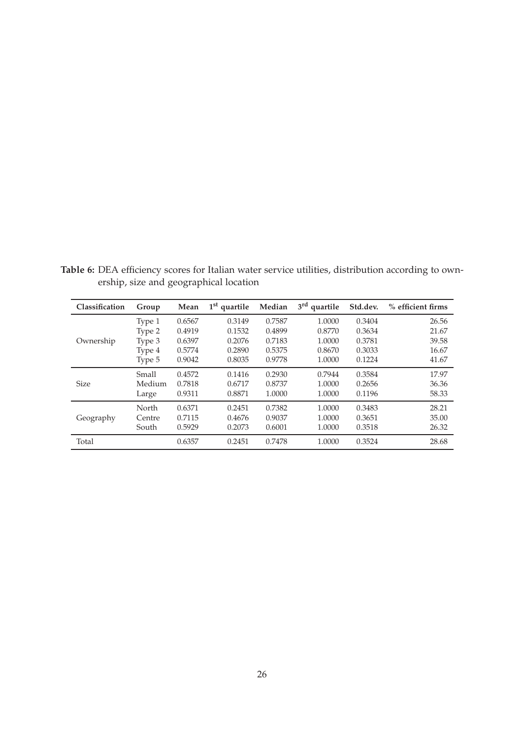**Table 6:** DEA efficiency scores for Italian water service utilities, distribution according to ownership, size and geographical location

| Classification | Group | Mean | 1st quartile | Median | 3rd quartile | Std.dev. | % efficient firms |
|---|---|---|---|---|---|---|---|
| Ownership | Type 1 | 0.6567 | 0.3149 | 0.7587 | 1.0000 | 0.3404 | 26.56 |
| | Type 2 | 0.4919 | 0.1532 | 0.4899 | 0.8770 | 0.3634 | 21.67 |
| | Type 3 | 0.6397 | 0.2076 | 0.7183 | 1.0000 | 0.3781 | 39.58 |
| | Type 4 | 0.5774 | 0.2890 | 0.5375 | 0.8670 | 0.3033 | 16.67 |
| | Type 5 | 0.9042 | 0.8035 | 0.9778 | 1.0000 | 0.1224 | 41.67 |
| Size | Small | 0.4572 | 0.1416 | 0.2930 | 0.7944 | 0.3584 | 17.97 |
| | Medium | 0.7818 | 0.6717 | 0.8737 | 1.0000 | 0.2656 | 36.36 |
| | Large | 0.9311 | 0.8871 | 1.0000 | 1.0000 | 0.1196 | 58.33 |
| Geography | North | 0.6371 | 0.2451 | 0.7382 | 1.0000 | 0.3483 | 28.21 |
| | Centre | 0.7115 | 0.4676 | 0.9037 | 1.0000 | 0.3651 | 35.00 |
| | South | 0.5929 | 0.2073 | 0.6001 | 1.0000 | 0.3518 | 26.32 |
| Total | | 0.6357 | 0.2451 | 0.7478 | 1.0000 | 0.3524 | 28.68 |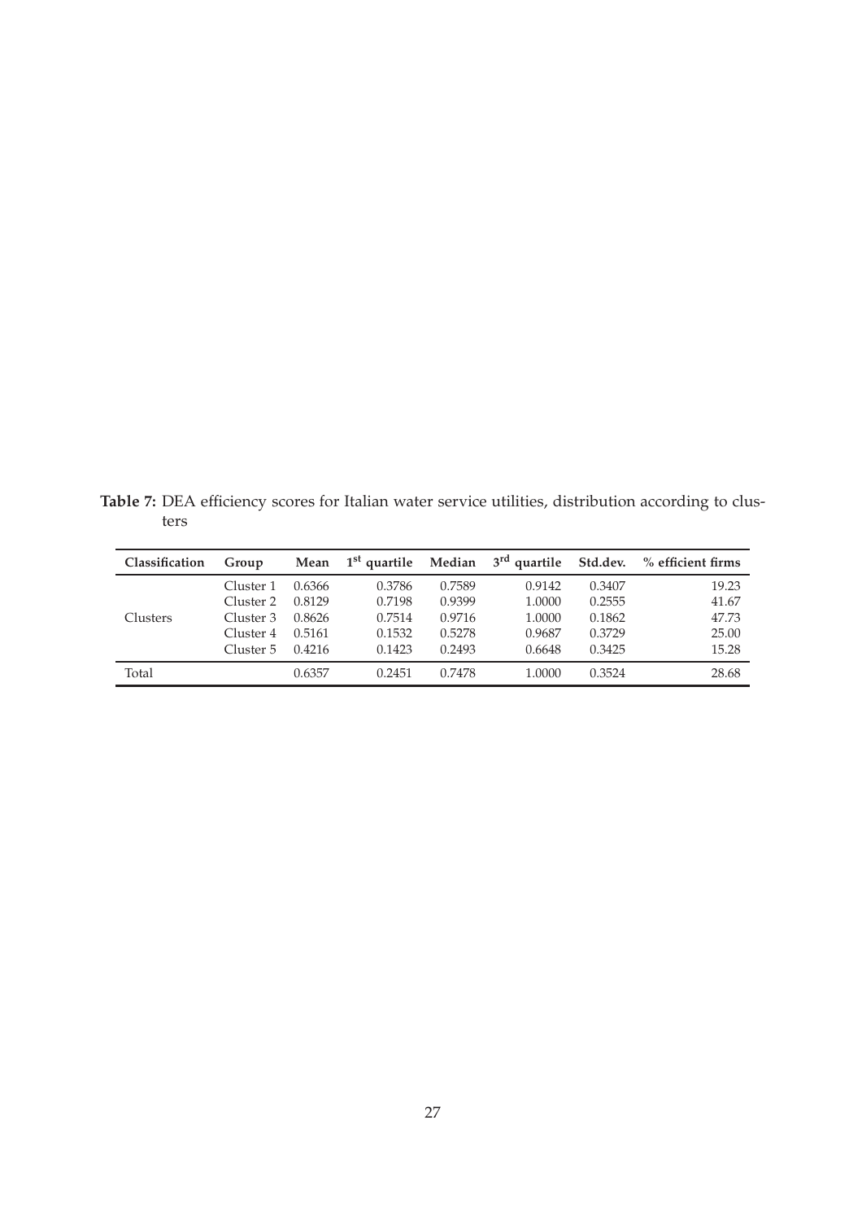**Table 7:** DEA efficiency scores for Italian water service utilities, distribution according to clusters

| Classification | Group | Mean | 1[st] quartile | Median | 3[rd] quartile | Std.dev. | % efficient firms |
|---|---|---|---|---|---|---|---|
| Clusters | Cluster 1 | 0.6366 | 0.3786 | 0.7589 | 0.9142 | 0.3407 | 19.23 |
| | Cluster 2 | 0.8129 | 0.7198 | 0.9399 | 1.0000 | 0.2555 | 41.67 |
| | Cluster 3 | 0.8626 | 0.7514 | 0.9716 | 1.0000 | 0.1862 | 47.73 |
| | Cluster 4 | 0.5161 | 0.1532 | 0.5278 | 0.9687 | 0.3729 | 25.00 |
| | Cluster 5 | 0.4216 | 0.1423 | 0.2493 | 0.6648 | 0.3425 | 15.28 |
| Total | | 0.6357 | 0.2451 | 0.7478 | 1.0000 | 0.3524 | 28.68 |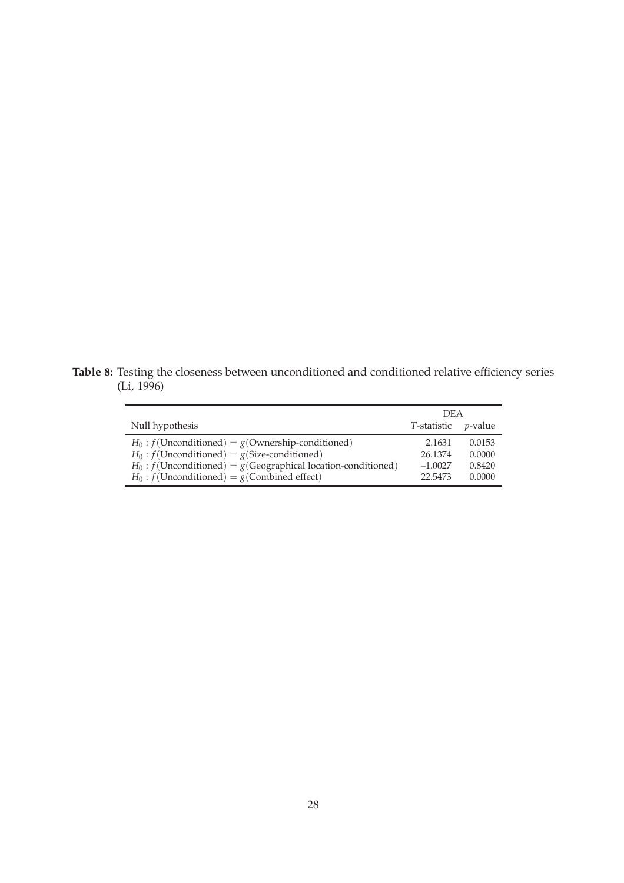**Table 8:** Testing the closeness between unconditioned and conditioned relative efficiency series (Li, 1996)

| Null hypothesis | DEA | |
|---|---|---|
| | $T$-statistic | $p$-value |
| $H_0 : f(\text{Unconditioned}) = g(\text{Ownership-conditioned})$ | 2.1631 | 0.0153 |
| $H_0 : f(\text{Unconditioned}) = g(\text{Size-conditioned})$ | 26.1374 | 0.0000 |
| $H_0 : f(\text{Unconditioned}) = g(\text{Geographical location-conditioned})$ | –1.0027 | 0.8420 |
| $H_0 : f(\text{Unconditioned}) = g(\text{Combined effect})$ | 22.5473 | 0.0000 |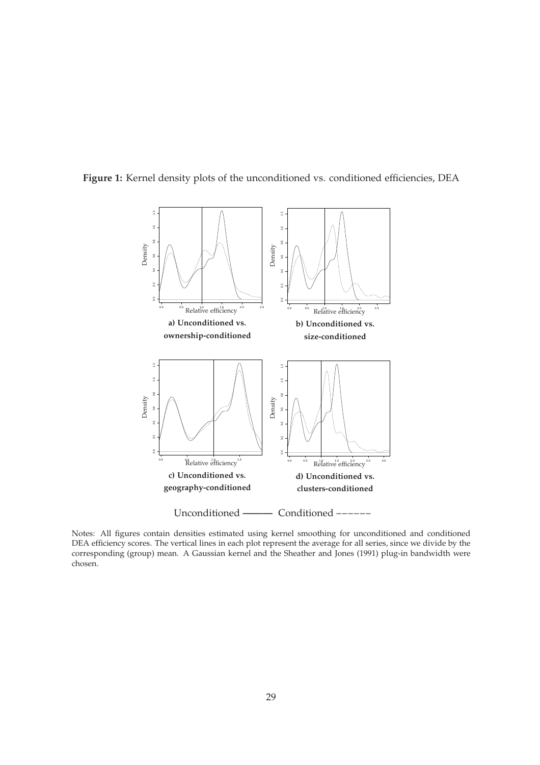**Figure 1:** Kernel density plots of the unconditioned vs. conditioned efficiencies, DEA

Density

Relative efficiency

**a) Unconditioned vs. ownership-conditioned**

Density

Relative efficiency

**b) Unconditioned vs. size-conditioned**

Density

Relative efficiency

**c) Unconditioned vs. geography-conditioned**

Density

Relative efficiency

**d) Unconditioned vs. clusters-conditioned**

Unconditioned ——— Conditioned – – – – – –

Notes: All figures contain densities estimated using kernel smoothing for unconditioned and conditioned DEA efficiency scores. The vertical lines in each plot represent the average for all series, since we divide by the corresponding (group) mean. A Gaussian kernel and the Sheather and Jones (1991) plug-in bandwidth were chosen.